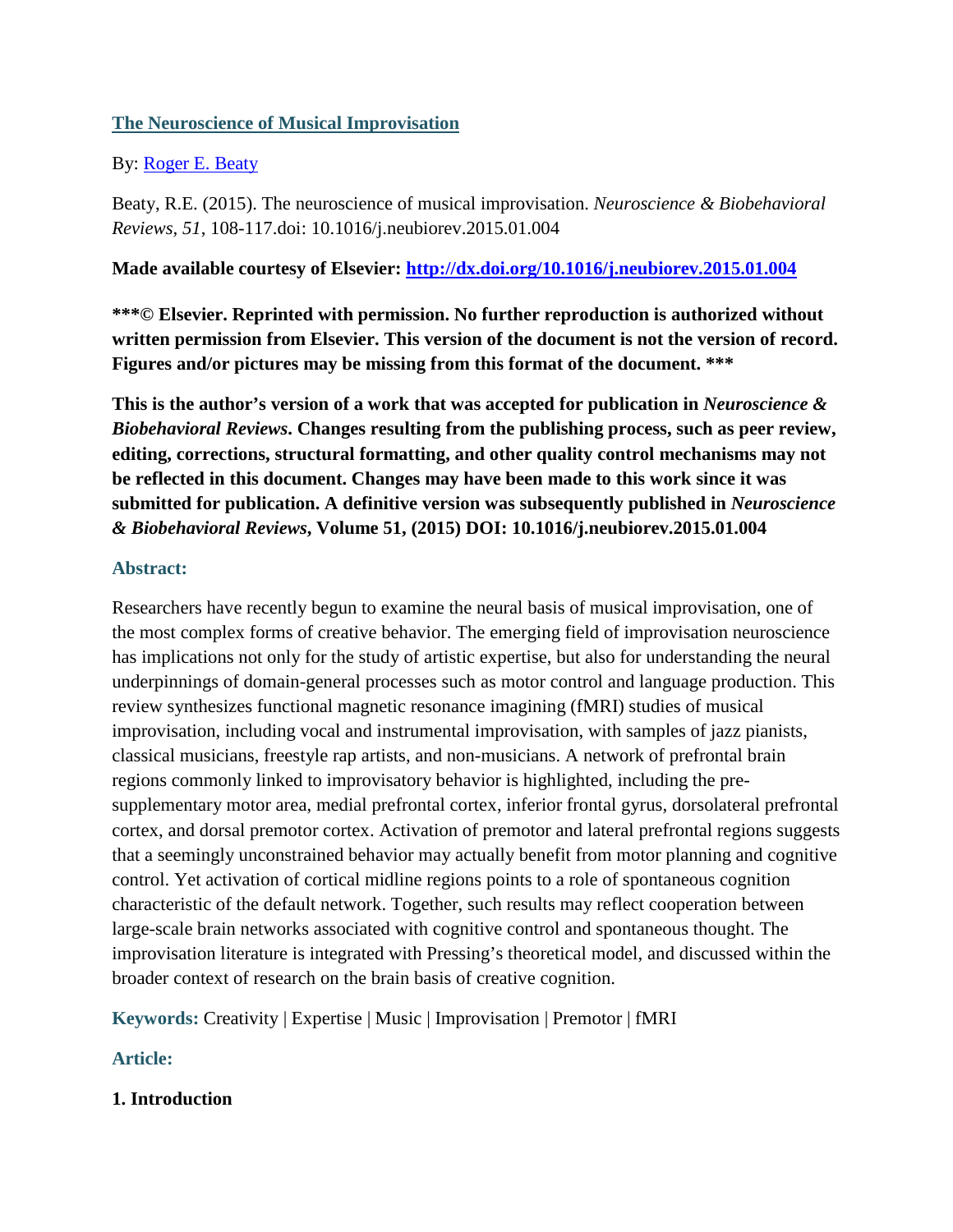# [The Neuroscience of Musical Improvisation](#)

By: [Roger E. Beaty](#)

Beaty, R.E. (2015). The neuroscience of musical improvisation. *Neuroscience & Biobehavioral Reviews, 51*, 108-117.doi: 10.1016/j.neubiorev.2015.01.004

**Made available courtesy of Elsevier: [http://dx.doi.org/10.1016/j.neubiorev.2015.01.004](http://dx.doi.org/10.1016/j.neubiorev.2015.01.004)**

**\*\*\*© Elsevier. Reprinted with permission. No further reproduction is authorized without written permission from Elsevier. This version of the document is not the version of record. Figures and/or pictures may be missing from this format of the document. \*\*\***

**This is the author's version of a work that was accepted for publication in *Neuroscience & Biobehavioral Reviews*. Changes resulting from the publishing process, such as peer review, editing, corrections, structural formatting, and other quality control mechanisms may not be reflected in this document. Changes may have been made to this work since it was submitted for publication. A definitive version was subsequently published in *Neuroscience & Biobehavioral Reviews*, Volume 51, (2015) DOI: 10.1016/j.neubiorev.2015.01.004**

### Abstract:

Researchers have recently begun to examine the neural basis of musical improvisation, one of the most complex forms of creative behavior. The emerging field of improvisation neuroscience has implications not only for the study of artistic expertise, but also for understanding the neural underpinnings of domain-general processes such as motor control and language production. This review synthesizes functional magnetic resonance imagining (fMRI) studies of musical improvisation, including vocal and instrumental improvisation, with samples of jazz pianists, classical musicians, freestyle rap artists, and non-musicians. A network of prefrontal brain regions commonly linked to improvisatory behavior is highlighted, including the pre-supplementary motor area, medial prefrontal cortex, inferior frontal gyrus, dorsolateral prefrontal cortex, and dorsal premotor cortex. Activation of premotor and lateral prefrontal regions suggests that a seemingly unconstrained behavior may actually benefit from motor planning and cognitive control. Yet activation of cortical midline regions points to a role of spontaneous cognition characteristic of the default network. Together, such results may reflect cooperation between large-scale brain networks associated with cognitive control and spontaneous thought. The improvisation literature is integrated with Pressing's theoretical model, and discussed within the broader context of research on the brain basis of creative cognition.

**Keywords:** Creativity | Expertise | Music | Improvisation | Premotor | fMRI

### Article:

## 1. Introduction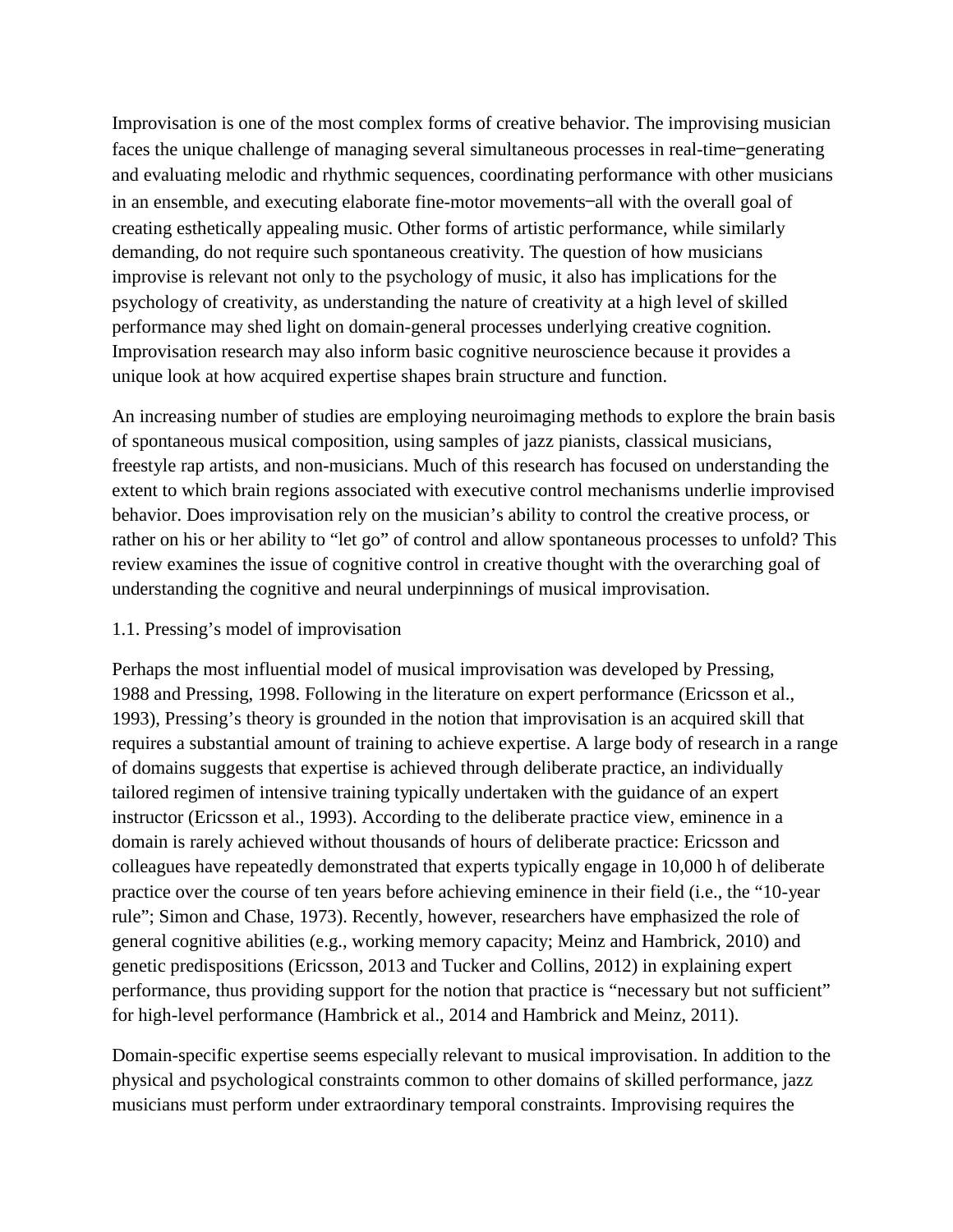Improvisation is one of the most complex forms of creative behavior. The improvising musician faces the unique challenge of managing several simultaneous processes in real-time‒generating and evaluating melodic and rhythmic sequences, coordinating performance with other musicians in an ensemble, and executing elaborate fine-motor movements‒all with the overall goal of creating esthetically appealing music. Other forms of artistic performance, while similarly demanding, do not require such spontaneous creativity. The question of how musicians improvise is relevant not only to the psychology of music, it also has implications for the psychology of creativity, as understanding the nature of creativity at a high level of skilled performance may shed light on domain-general processes underlying creative cognition. Improvisation research may also inform basic cognitive neuroscience because it provides a unique look at how acquired expertise shapes brain structure and function.

An increasing number of studies are employing neuroimaging methods to explore the brain basis of spontaneous musical composition, using samples of jazz pianists, classical musicians, freestyle rap artists, and non-musicians. Much of this research has focused on understanding the extent to which brain regions associated with executive control mechanisms underlie improvised behavior. Does improvisation rely on the musician's ability to control the creative process, or rather on his or her ability to "let go" of control and allow spontaneous processes to unfold? This review examines the issue of cognitive control in creative thought with the overarching goal of understanding the cognitive and neural underpinnings of musical improvisation.

### 1.1. Pressing's model of improvisation

Perhaps the most influential model of musical improvisation was developed by Pressing, 1988 and Pressing, 1998. Following in the literature on expert performance (Ericsson et al., 1993), Pressing's theory is grounded in the notion that improvisation is an acquired skill that requires a substantial amount of training to achieve expertise. A large body of research in a range of domains suggests that expertise is achieved through deliberate practice, an individually tailored regimen of intensive training typically undertaken with the guidance of an expert instructor (Ericsson et al., 1993). According to the deliberate practice view, eminence in a domain is rarely achieved without thousands of hours of deliberate practice: Ericsson and colleagues have repeatedly demonstrated that experts typically engage in 10,000 h of deliberate practice over the course of ten years before achieving eminence in their field (i.e., the "10-year rule"; Simon and Chase, 1973). Recently, however, researchers have emphasized the role of general cognitive abilities (e.g., working memory capacity; Meinz and Hambrick, 2010) and genetic predispositions (Ericsson, 2013 and Tucker and Collins, 2012) in explaining expert performance, thus providing support for the notion that practice is "necessary but not sufficient" for high-level performance (Hambrick et al., 2014 and Hambrick and Meinz, 2011).

Domain-specific expertise seems especially relevant to musical improvisation. In addition to the physical and psychological constraints common to other domains of skilled performance, jazz musicians must perform under extraordinary temporal constraints. Improvising requires the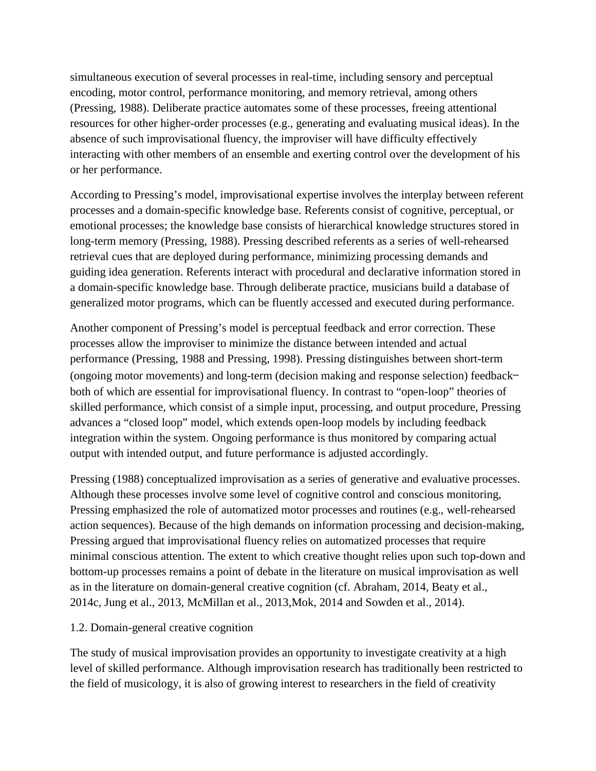simultaneous execution of several processes in real-time, including sensory and perceptual encoding, motor control, performance monitoring, and memory retrieval, among others (Pressing, 1988). Deliberate practice automates some of these processes, freeing attentional resources for other higher-order processes (e.g., generating and evaluating musical ideas). In the absence of such improvisational fluency, the improviser will have difficulty effectively interacting with other members of an ensemble and exerting control over the development of his or her performance.

According to Pressing's model, improvisational expertise involves the interplay between referent processes and a domain-specific knowledge base. Referents consist of cognitive, perceptual, or emotional processes; the knowledge base consists of hierarchical knowledge structures stored in long-term memory (Pressing, 1988). Pressing described referents as a series of well-rehearsed retrieval cues that are deployed during performance, minimizing processing demands and guiding idea generation. Referents interact with procedural and declarative information stored in a domain-specific knowledge base. Through deliberate practice, musicians build a database of generalized motor programs, which can be fluently accessed and executed during performance.

Another component of Pressing's model is perceptual feedback and error correction. These processes allow the improviser to minimize the distance between intended and actual performance (Pressing, 1988 and Pressing, 1998). Pressing distinguishes between short-term (ongoing motor movements) and long-term (decision making and response selection) feedback– both of which are essential for improvisational fluency. In contrast to "open-loop" theories of skilled performance, which consist of a simple input, processing, and output procedure, Pressing advances a "closed loop" model, which extends open-loop models by including feedback integration within the system. Ongoing performance is thus monitored by comparing actual output with intended output, and future performance is adjusted accordingly.

Pressing (1988) conceptualized improvisation as a series of generative and evaluative processes. Although these processes involve some level of cognitive control and conscious monitoring, Pressing emphasized the role of automatized motor processes and routines (e.g., well-rehearsed action sequences). Because of the high demands on information processing and decision-making, Pressing argued that improvisational fluency relies on automatized processes that require minimal conscious attention. The extent to which creative thought relies upon such top-down and bottom-up processes remains a point of debate in the literature on musical improvisation as well as in the literature on domain-general creative cognition (cf. Abraham, 2014, Beaty et al., 2014c, Jung et al., 2013, McMillan et al., 2013,Mok, 2014 and Sowden et al., 2014).

### 1.2. Domain-general creative cognition

The study of musical improvisation provides an opportunity to investigate creativity at a high level of skilled performance. Although improvisation research has traditionally been restricted to the field of musicology, it is also of growing interest to researchers in the field of creativity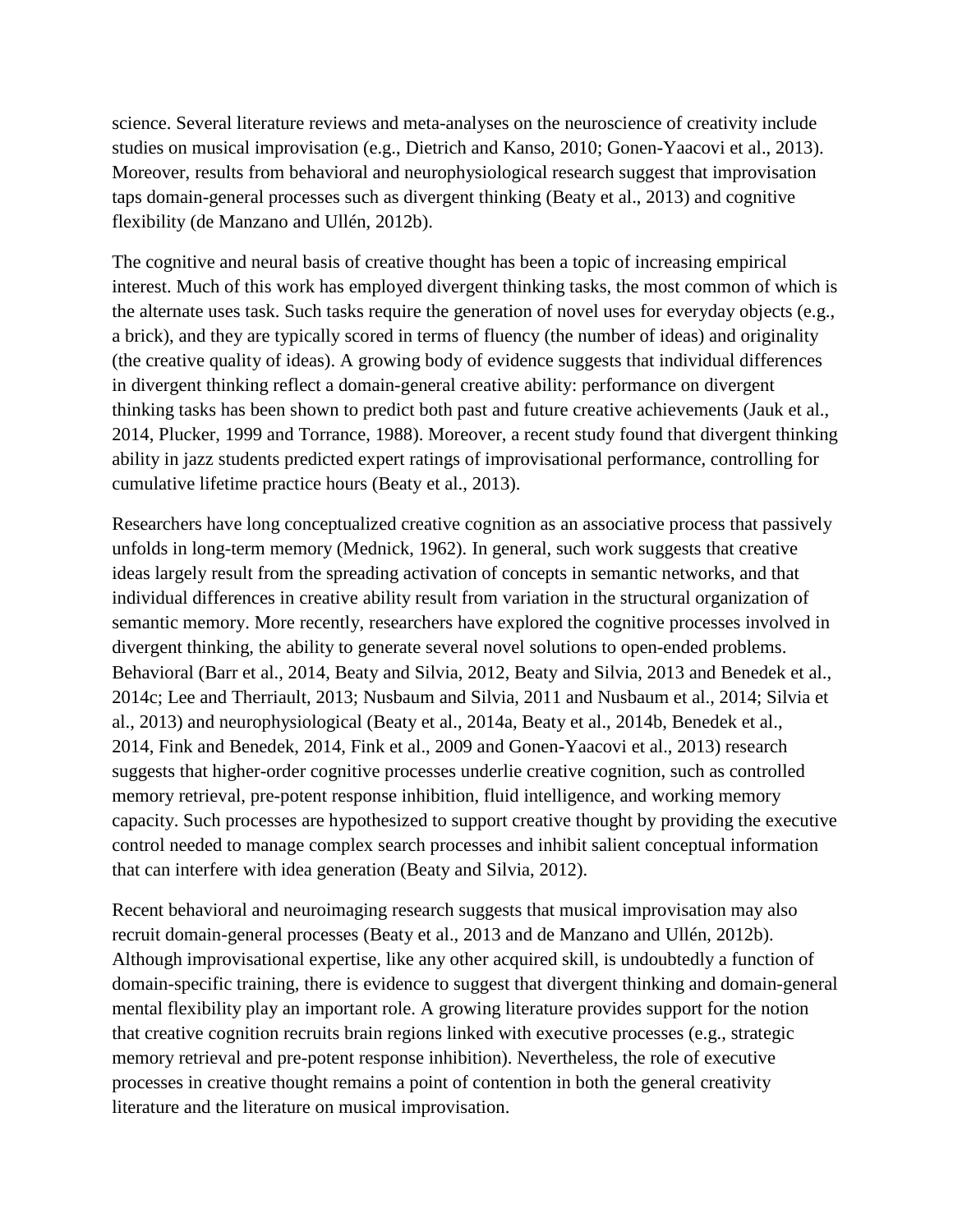science. Several literature reviews and meta-analyses on the neuroscience of creativity include studies on musical improvisation (e.g., Dietrich and Kanso, 2010; Gonen-Yaacovi et al., 2013). Moreover, results from behavioral and neurophysiological research suggest that improvisation taps domain-general processes such as divergent thinking (Beaty et al., 2013) and cognitive flexibility (de Manzano and Ullén, 2012b).

The cognitive and neural basis of creative thought has been a topic of increasing empirical interest. Much of this work has employed divergent thinking tasks, the most common of which is the alternate uses task. Such tasks require the generation of novel uses for everyday objects (e.g., a brick), and they are typically scored in terms of fluency (the number of ideas) and originality (the creative quality of ideas). A growing body of evidence suggests that individual differences in divergent thinking reflect a domain-general creative ability: performance on divergent thinking tasks has been shown to predict both past and future creative achievements (Jauk et al., 2014, Plucker, 1999 and Torrance, 1988). Moreover, a recent study found that divergent thinking ability in jazz students predicted expert ratings of improvisational performance, controlling for cumulative lifetime practice hours (Beaty et al., 2013).

Researchers have long conceptualized creative cognition as an associative process that passively unfolds in long-term memory (Mednick, 1962). In general, such work suggests that creative ideas largely result from the spreading activation of concepts in semantic networks, and that individual differences in creative ability result from variation in the structural organization of semantic memory. More recently, researchers have explored the cognitive processes involved in divergent thinking, the ability to generate several novel solutions to open-ended problems. Behavioral (Barr et al., 2014, Beaty and Silvia, 2012, Beaty and Silvia, 2013 and Benedek et al., 2014c; Lee and Therriault, 2013; Nusbaum and Silvia, 2011 and Nusbaum et al., 2014; Silvia et al., 2013) and neurophysiological (Beaty et al., 2014a, Beaty et al., 2014b, Benedek et al., 2014, Fink and Benedek, 2014, Fink et al., 2009 and Gonen-Yaacovi et al., 2013) research suggests that higher-order cognitive processes underlie creative cognition, such as controlled memory retrieval, pre-potent response inhibition, fluid intelligence, and working memory capacity. Such processes are hypothesized to support creative thought by providing the executive control needed to manage complex search processes and inhibit salient conceptual information that can interfere with idea generation (Beaty and Silvia, 2012).

Recent behavioral and neuroimaging research suggests that musical improvisation may also recruit domain-general processes (Beaty et al., 2013 and de Manzano and Ullén, 2012b). Although improvisational expertise, like any other acquired skill, is undoubtedly a function of domain-specific training, there is evidence to suggest that divergent thinking and domain-general mental flexibility play an important role. A growing literature provides support for the notion that creative cognition recruits brain regions linked with executive processes (e.g., strategic memory retrieval and pre-potent response inhibition). Nevertheless, the role of executive processes in creative thought remains a point of contention in both the general creativity literature and the literature on musical improvisation.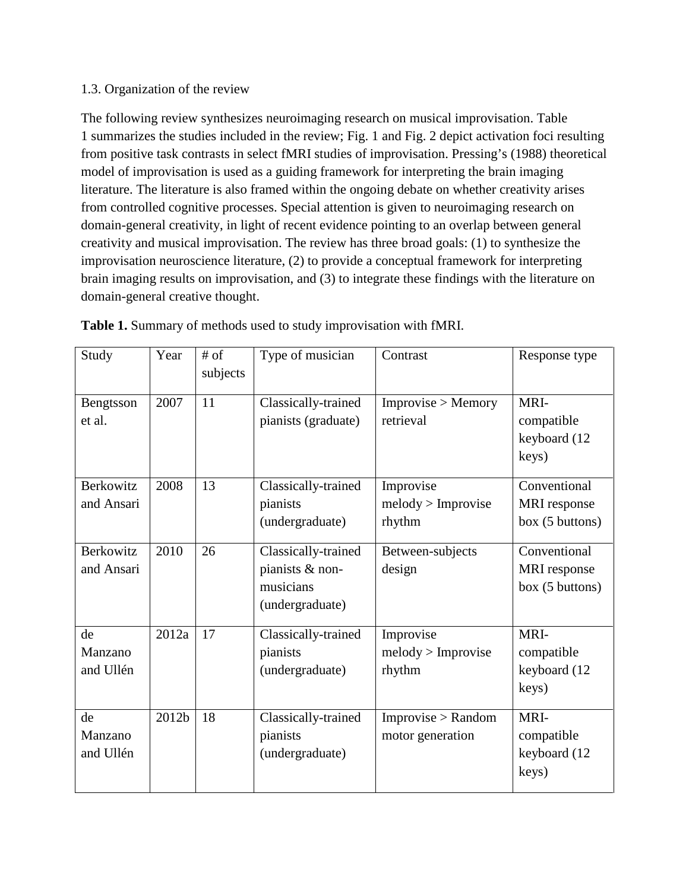### 1.3. Organization of the review

The following review synthesizes neuroimaging research on musical improvisation. Table 1 summarizes the studies included in the review; Fig. 1 and Fig. 2 depict activation foci resulting from positive task contrasts in select fMRI studies of improvisation. Pressing's (1988) theoretical model of improvisation is used as a guiding framework for interpreting the brain imaging literature. The literature is also framed within the ongoing debate on whether creativity arises from controlled cognitive processes. Special attention is given to neuroimaging research on domain-general creativity, in light of recent evidence pointing to an overlap between general creativity and musical improvisation. The review has three broad goals: (1) to synthesize the improvisation neuroscience literature, (2) to provide a conceptual framework for interpreting brain imaging results on improvisation, and (3) to integrate these findings with the literature on domain-general creative thought.

**Table 1.** Summary of methods used to study improvisation with fMRI.

| Study | Year | # of subjects | Type of musician | Contrast | Response type |
|---|---|---|---|---|---|
| Bengtsson et al. | 2007 | 11 | Classically-trained pianists (graduate) | Improvise > Memory retrieval | MRI-compatible keyboard (12 keys) |
| Berkowitz and Ansari | 2008 | 13 | Classically-trained pianists (undergraduate) | Improvise melody > Improvise rhythm | Conventional MRI response box (5 buttons) |
| Berkowitz and Ansari | 2010 | 26 | Classically-trained pianists & non-musicians (undergraduate) | Between-subjects design | Conventional MRI response box (5 buttons) |
| de Manzano and Ullén | 2012a | 17 | Classically-trained pianists (undergraduate) | Improvise melody > Improvise rhythm | MRI-compatible keyboard (12 keys) |
| de Manzano and Ullén | 2012b | 18 | Classically-trained pianists (undergraduate) | Improvise > Random motor generation | MRI-compatible keyboard (12 keys) |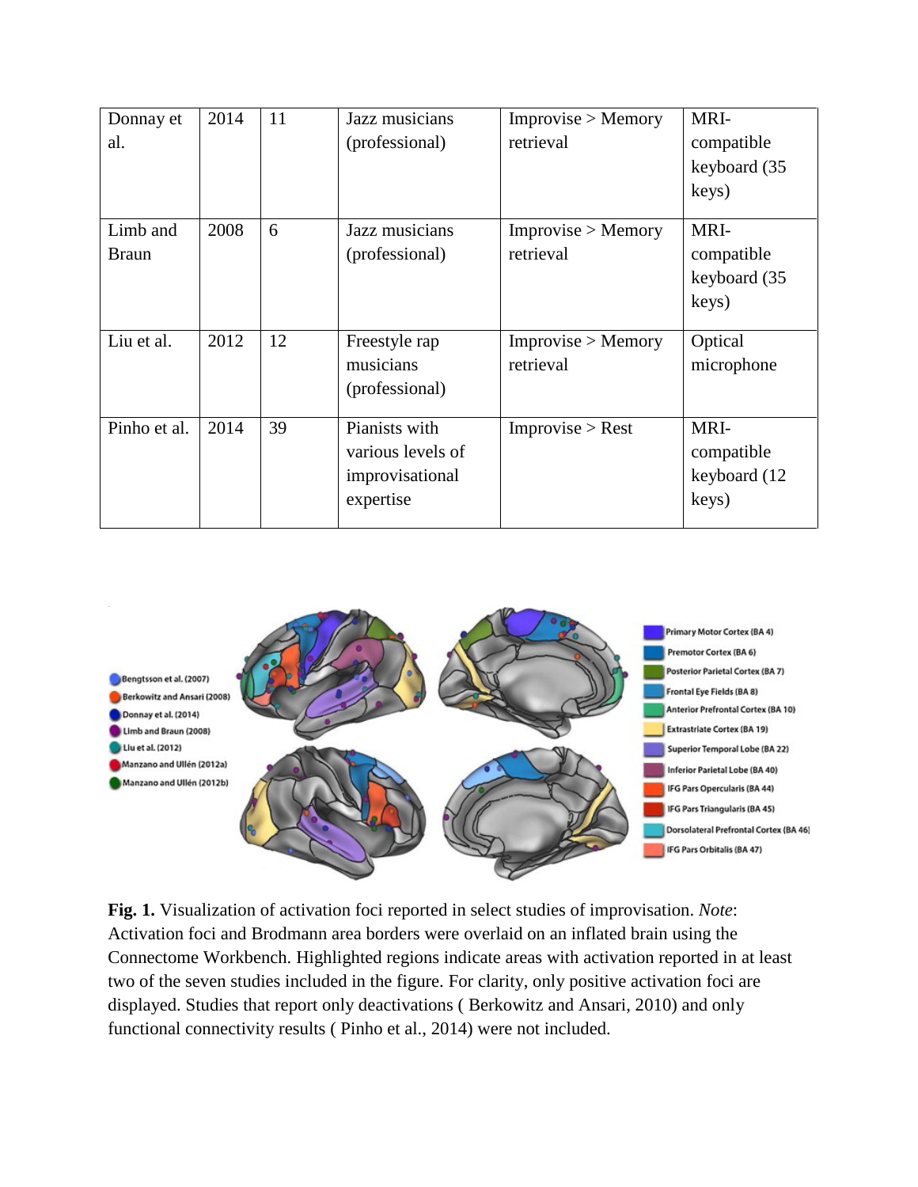| Donnay et al. | 2014 | 11 | Jazz musicians (professional) | Improvise > Memory retrieval | MRI-compatible keyboard (35 keys) |
|---|---|---|---|---|---|
| Limb and Braun | 2008 | 6 | Jazz musicians (professional) | Improvise > Memory retrieval | MRI-compatible keyboard (35 keys) |
| Liu et al. | 2012 | 12 | Freestyle rap musicians (professional) | Improvise > Memory retrieval | Optical microphone |
| Pinho et al. | 2014 | 39 | Pianists with various levels of improvisational expertise | Improvise > Rest | MRI-compatible keyboard (12 keys) |

**Fig. 1.** Visualization of activation foci reported in select studies of improvisation. *Note*: Activation foci and Brodmann area borders were overlaid on an inflated brain using the Connectome Workbench. Highlighted regions indicate areas with activation reported in at least two of the seven studies included in the figure. For clarity, only positive activation foci are displayed. Studies that report only deactivations ( Berkowitz and Ansari, 2010) and only functional connectivity results ( Pinho et al., 2014) were not included.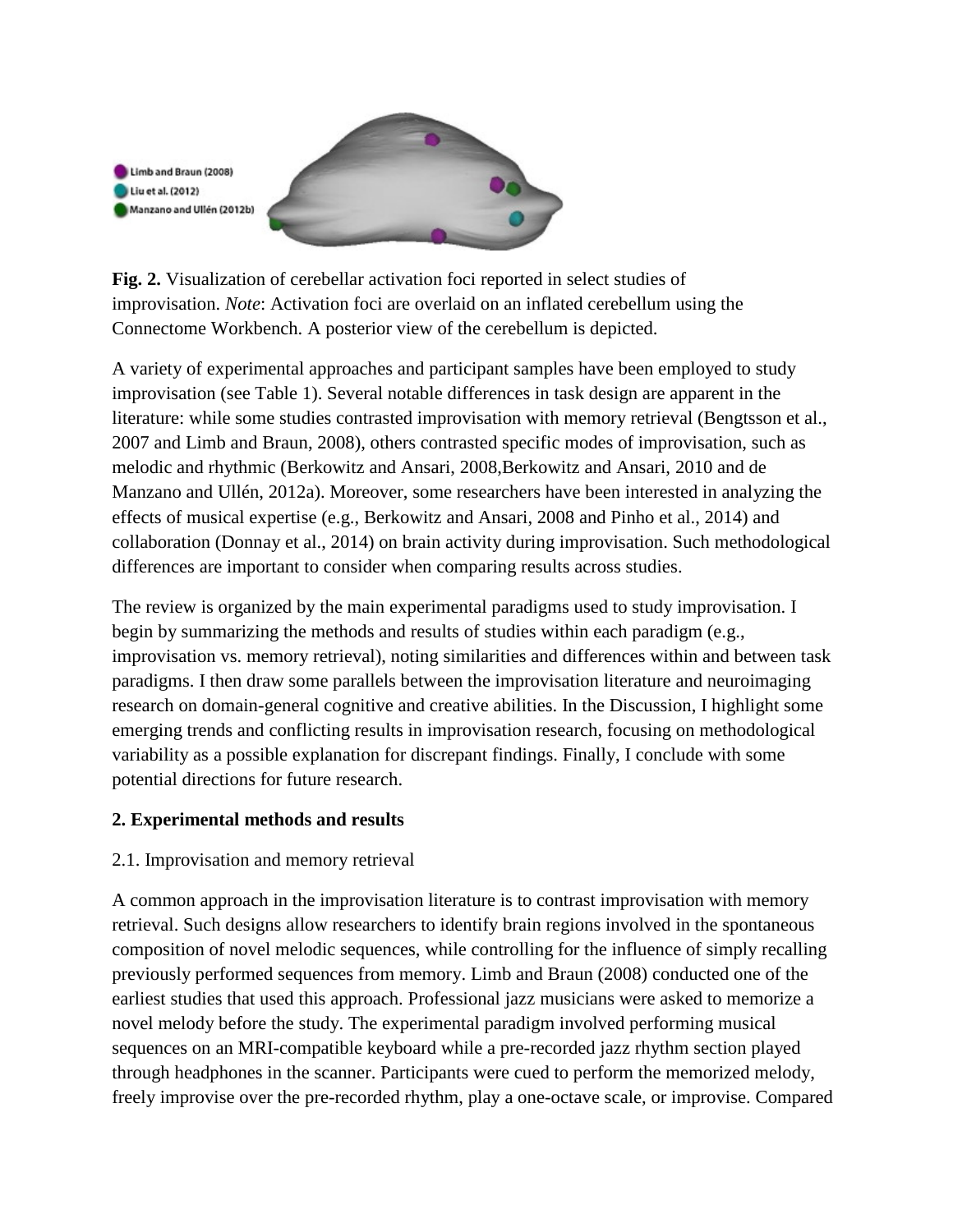**Fig. 2.** Visualization of cerebellar activation foci reported in select studies of improvisation. *Note*: Activation foci are overlaid on an inflated cerebellum using the Connectome Workbench. A posterior view of the cerebellum is depicted.

A variety of experimental approaches and participant samples have been employed to study improvisation (see Table 1). Several notable differences in task design are apparent in the literature: while some studies contrasted improvisation with memory retrieval (Bengtsson et al., 2007 and Limb and Braun, 2008), others contrasted specific modes of improvisation, such as melodic and rhythmic (Berkowitz and Ansari, 2008,Berkowitz and Ansari, 2010 and de Manzano and Ullén, 2012a). Moreover, some researchers have been interested in analyzing the effects of musical expertise (e.g., Berkowitz and Ansari, 2008 and Pinho et al., 2014) and collaboration (Donnay et al., 2014) on brain activity during improvisation. Such methodological differences are important to consider when comparing results across studies.

The review is organized by the main experimental paradigms used to study improvisation. I begin by summarizing the methods and results of studies within each paradigm (e.g., improvisation vs. memory retrieval), noting similarities and differences within and between task paradigms. I then draw some parallels between the improvisation literature and neuroimaging research on domain-general cognitive and creative abilities. In the Discussion, I highlight some emerging trends and conflicting results in improvisation research, focusing on methodological variability as a possible explanation for discrepant findings. Finally, I conclude with some potential directions for future research.

## 2. Experimental methods and results

### 2.1. Improvisation and memory retrieval

A common approach in the improvisation literature is to contrast improvisation with memory retrieval. Such designs allow researchers to identify brain regions involved in the spontaneous composition of novel melodic sequences, while controlling for the influence of simply recalling previously performed sequences from memory. Limb and Braun (2008) conducted one of the earliest studies that used this approach. Professional jazz musicians were asked to memorize a novel melody before the study. The experimental paradigm involved performing musical sequences on an MRI-compatible keyboard while a pre-recorded jazz rhythm section played through headphones in the scanner. Participants were cued to perform the memorized melody, freely improvise over the pre-recorded rhythm, play a one-octave scale, or improvise. Compared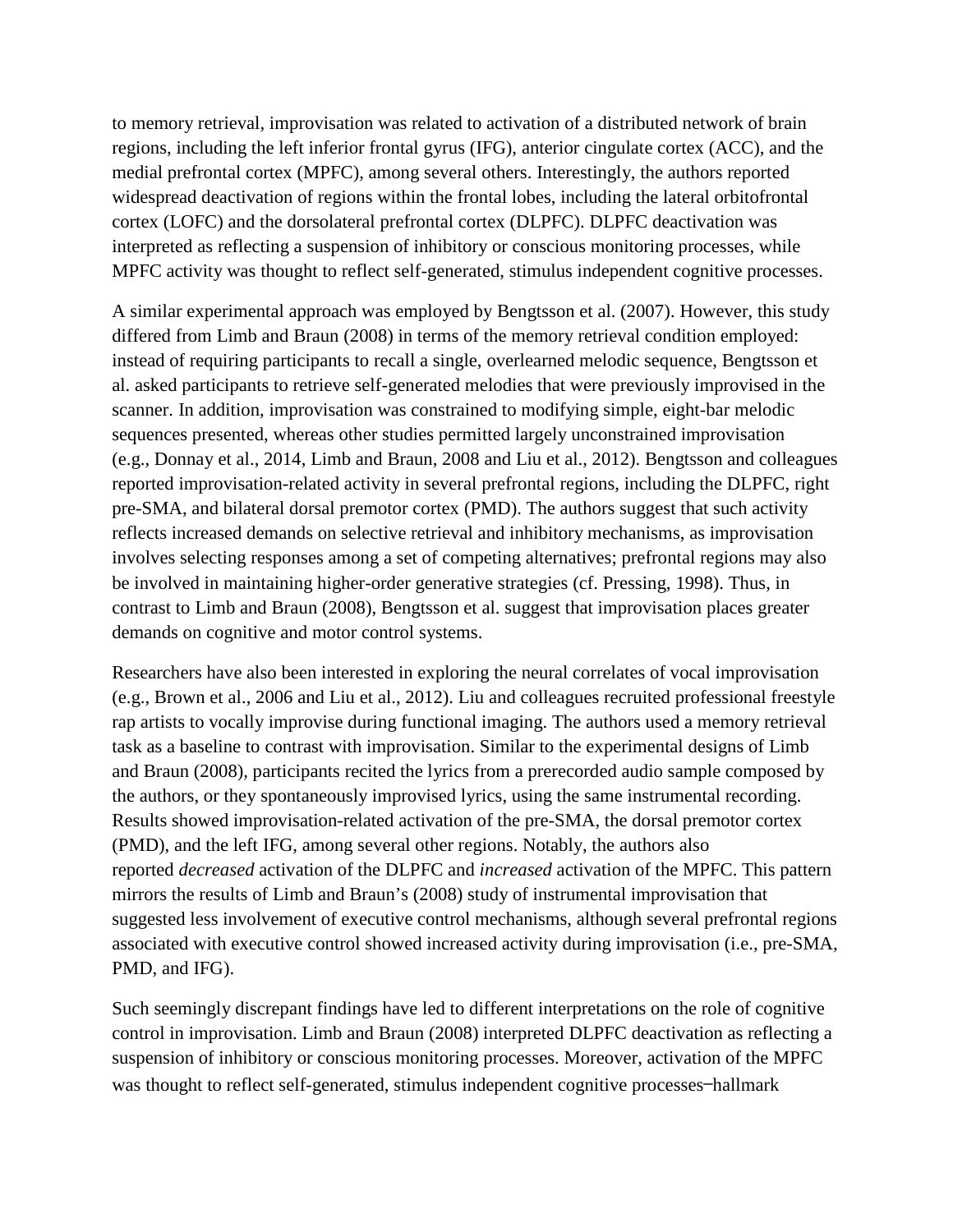to memory retrieval, improvisation was related to activation of a distributed network of brain regions, including the left inferior frontal gyrus (IFG), anterior cingulate cortex (ACC), and the medial prefrontal cortex (MPFC), among several others. Interestingly, the authors reported widespread deactivation of regions within the frontal lobes, including the lateral orbitofrontal cortex (LOFC) and the dorsolateral prefrontal cortex (DLPFC). DLPFC deactivation was interpreted as reflecting a suspension of inhibitory or conscious monitoring processes, while MPFC activity was thought to reflect self-generated, stimulus independent cognitive processes.

A similar experimental approach was employed by Bengtsson et al. (2007). However, this study differed from Limb and Braun (2008) in terms of the memory retrieval condition employed: instead of requiring participants to recall a single, overlearned melodic sequence, Bengtsson et al. asked participants to retrieve self-generated melodies that were previously improvised in the scanner. In addition, improvisation was constrained to modifying simple, eight-bar melodic sequences presented, whereas other studies permitted largely unconstrained improvisation (e.g., Donnay et al., 2014, Limb and Braun, 2008 and Liu et al., 2012). Bengtsson and colleagues reported improvisation-related activity in several prefrontal regions, including the DLPFC, right pre-SMA, and bilateral dorsal premotor cortex (PMD). The authors suggest that such activity reflects increased demands on selective retrieval and inhibitory mechanisms, as improvisation involves selecting responses among a set of competing alternatives; prefrontal regions may also be involved in maintaining higher-order generative strategies (cf. Pressing, 1998). Thus, in contrast to Limb and Braun (2008), Bengtsson et al. suggest that improvisation places greater demands on cognitive and motor control systems.

Researchers have also been interested in exploring the neural correlates of vocal improvisation (e.g., Brown et al., 2006 and Liu et al., 2012). Liu and colleagues recruited professional freestyle rap artists to vocally improvise during functional imaging. The authors used a memory retrieval task as a baseline to contrast with improvisation. Similar to the experimental designs of Limb and Braun (2008), participants recited the lyrics from a prerecorded audio sample composed by the authors, or they spontaneously improvised lyrics, using the same instrumental recording. Results showed improvisation-related activation of the pre-SMA, the dorsal premotor cortex (PMD), and the left IFG, among several other regions. Notably, the authors also reported *decreased* activation of the DLPFC and *increased* activation of the MPFC. This pattern mirrors the results of Limb and Braun's (2008) study of instrumental improvisation that suggested less involvement of executive control mechanisms, although several prefrontal regions associated with executive control showed increased activity during improvisation (i.e., pre-SMA, PMD, and IFG).

Such seemingly discrepant findings have led to different interpretations on the role of cognitive control in improvisation. Limb and Braun (2008) interpreted DLPFC deactivation as reflecting a suspension of inhibitory or conscious monitoring processes. Moreover, activation of the MPFC was thought to reflect self-generated, stimulus independent cognitive processes—hallmark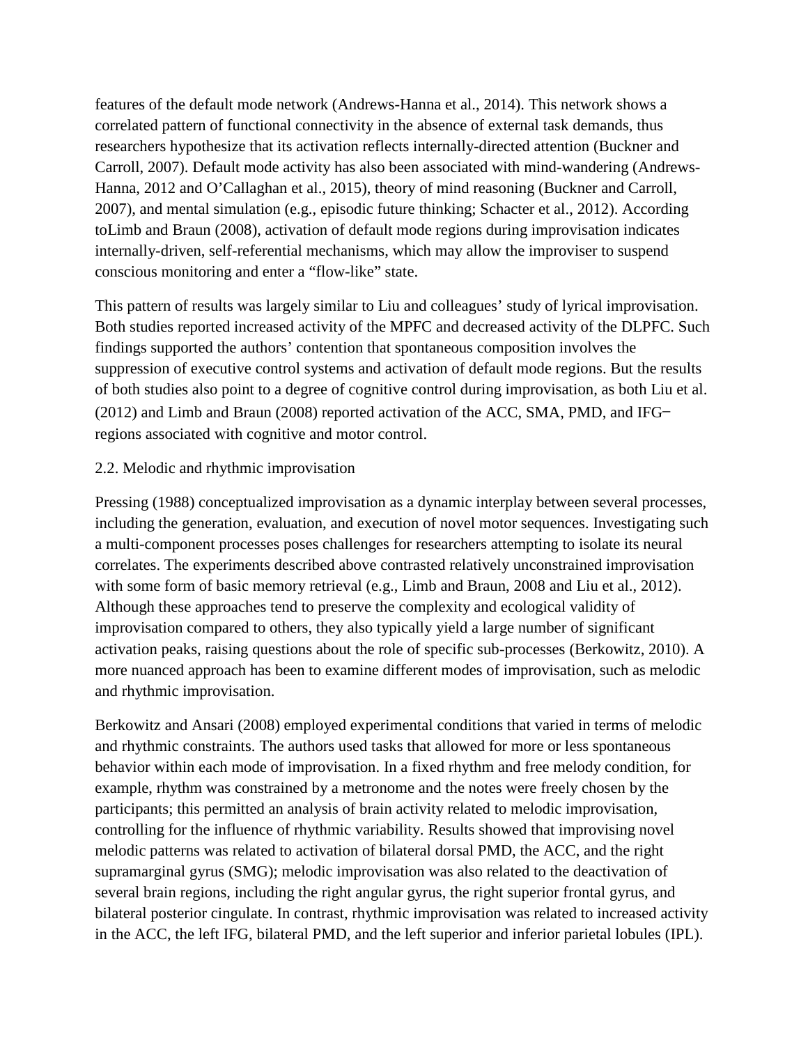features of the default mode network (Andrews-Hanna et al., 2014). This network shows a correlated pattern of functional connectivity in the absence of external task demands, thus researchers hypothesize that its activation reflects internally-directed attention (Buckner and Carroll, 2007). Default mode activity has also been associated with mind-wandering (Andrews-Hanna, 2012 and O'Callaghan et al., 2015), theory of mind reasoning (Buckner and Carroll, 2007), and mental simulation (e.g., episodic future thinking; Schacter et al., 2012). According toLimb and Braun (2008), activation of default mode regions during improvisation indicates internally-driven, self-referential mechanisms, which may allow the improviser to suspend conscious monitoring and enter a "flow-like" state.

This pattern of results was largely similar to Liu and colleagues' study of lyrical improvisation. Both studies reported increased activity of the MPFC and decreased activity of the DLPFC. Such findings supported the authors' contention that spontaneous composition involves the suppression of executive control systems and activation of default mode regions. But the results of both studies also point to a degree of cognitive control during improvisation, as both Liu et al. (2012) and Limb and Braun (2008) reported activation of the ACC, SMA, PMD, and IFG– regions associated with cognitive and motor control.

## 2.2. Melodic and rhythmic improvisation

Pressing (1988) conceptualized improvisation as a dynamic interplay between several processes, including the generation, evaluation, and execution of novel motor sequences. Investigating such a multi-component processes poses challenges for researchers attempting to isolate its neural correlates. The experiments described above contrasted relatively unconstrained improvisation with some form of basic memory retrieval (e.g., Limb and Braun, 2008 and Liu et al., 2012). Although these approaches tend to preserve the complexity and ecological validity of improvisation compared to others, they also typically yield a large number of significant activation peaks, raising questions about the role of specific sub-processes (Berkowitz, 2010). A more nuanced approach has been to examine different modes of improvisation, such as melodic and rhythmic improvisation.

Berkowitz and Ansari (2008) employed experimental conditions that varied in terms of melodic and rhythmic constraints. The authors used tasks that allowed for more or less spontaneous behavior within each mode of improvisation. In a fixed rhythm and free melody condition, for example, rhythm was constrained by a metronome and the notes were freely chosen by the participants; this permitted an analysis of brain activity related to melodic improvisation, controlling for the influence of rhythmic variability. Results showed that improvising novel melodic patterns was related to activation of bilateral dorsal PMD, the ACC, and the right supramarginal gyrus (SMG); melodic improvisation was also related to the deactivation of several brain regions, including the right angular gyrus, the right superior frontal gyrus, and bilateral posterior cingulate. In contrast, rhythmic improvisation was related to increased activity in the ACC, the left IFG, bilateral PMD, and the left superior and inferior parietal lobules (IPL).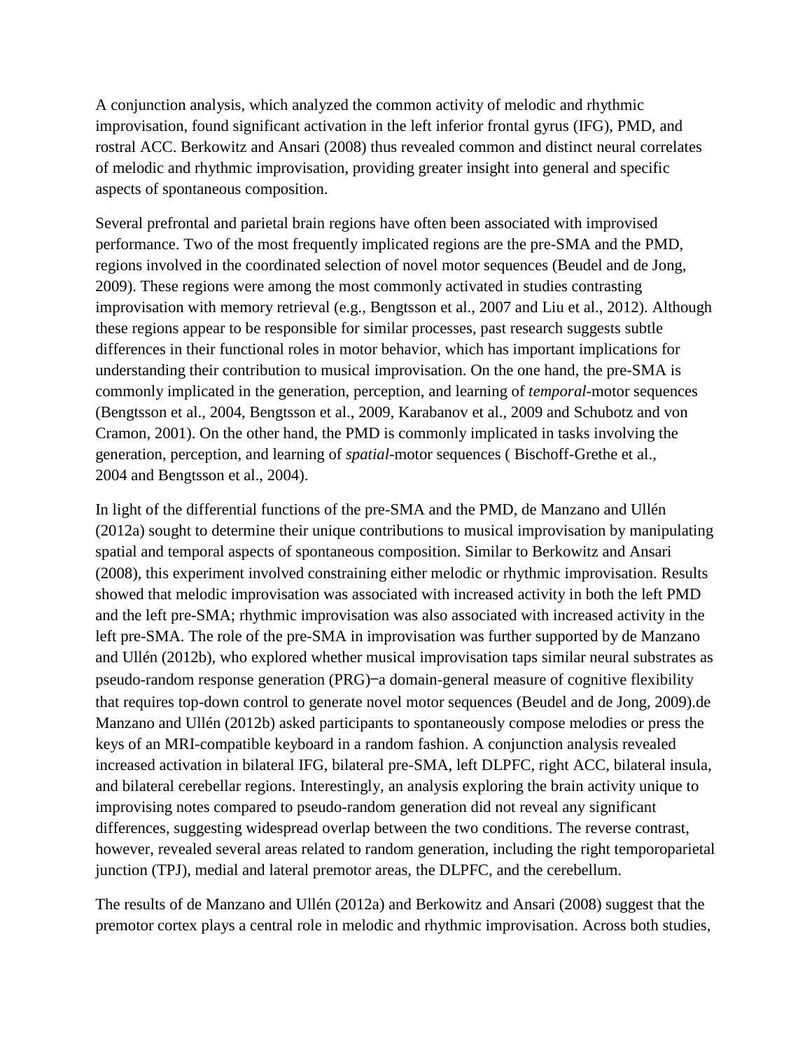A conjunction analysis, which analyzed the common activity of melodic and rhythmic improvisation, found significant activation in the left inferior frontal gyrus (IFG), PMD, and rostral ACC. Berkowitz and Ansari (2008) thus revealed common and distinct neural correlates of melodic and rhythmic improvisation, providing greater insight into general and specific aspects of spontaneous composition.

Several prefrontal and parietal brain regions have often been associated with improvised performance. Two of the most frequently implicated regions are the pre-SMA and the PMD, regions involved in the coordinated selection of novel motor sequences (Beudel and de Jong, 2009). These regions were among the most commonly activated in studies contrasting improvisation with memory retrieval (e.g., Bengtsson et al., 2007 and Liu et al., 2012). Although these regions appear to be responsible for similar processes, past research suggests subtle differences in their functional roles in motor behavior, which has important implications for understanding their contribution to musical improvisation. On the one hand, the pre-SMA is commonly implicated in the generation, perception, and learning of *temporal*-motor sequences (Bengtsson et al., 2004, Bengtsson et al., 2009, Karabanov et al., 2009 and Schubotz and von Cramon, 2001). On the other hand, the PMD is commonly implicated in tasks involving the generation, perception, and learning of *spatial*-motor sequences ( Bischoff-Grethe et al., 2004 and Bengtsson et al., 2004).

In light of the differential functions of the pre-SMA and the PMD, de Manzano and Ullén (2012a) sought to determine their unique contributions to musical improvisation by manipulating spatial and temporal aspects of spontaneous composition. Similar to Berkowitz and Ansari (2008), this experiment involved constraining either melodic or rhythmic improvisation. Results showed that melodic improvisation was associated with increased activity in both the left PMD and the left pre-SMA; rhythmic improvisation was also associated with increased activity in the left pre-SMA. The role of the pre-SMA in improvisation was further supported by de Manzano and Ullén (2012b), who explored whether musical improvisation taps similar neural substrates as pseudo-random response generation (PRG)‒a domain-general measure of cognitive flexibility that requires top-down control to generate novel motor sequences (Beudel and de Jong, 2009).de Manzano and Ullén (2012b) asked participants to spontaneously compose melodies or press the keys of an MRI-compatible keyboard in a random fashion. A conjunction analysis revealed increased activation in bilateral IFG, bilateral pre-SMA, left DLPFC, right ACC, bilateral insula, and bilateral cerebellar regions. Interestingly, an analysis exploring the brain activity unique to improvising notes compared to pseudo-random generation did not reveal any significant differences, suggesting widespread overlap between the two conditions. The reverse contrast, however, revealed several areas related to random generation, including the right temporoparietal junction (TPJ), medial and lateral premotor areas, the DLPFC, and the cerebellum.

The results of de Manzano and Ullén (2012a) and Berkowitz and Ansari (2008) suggest that the premotor cortex plays a central role in melodic and rhythmic improvisation. Across both studies,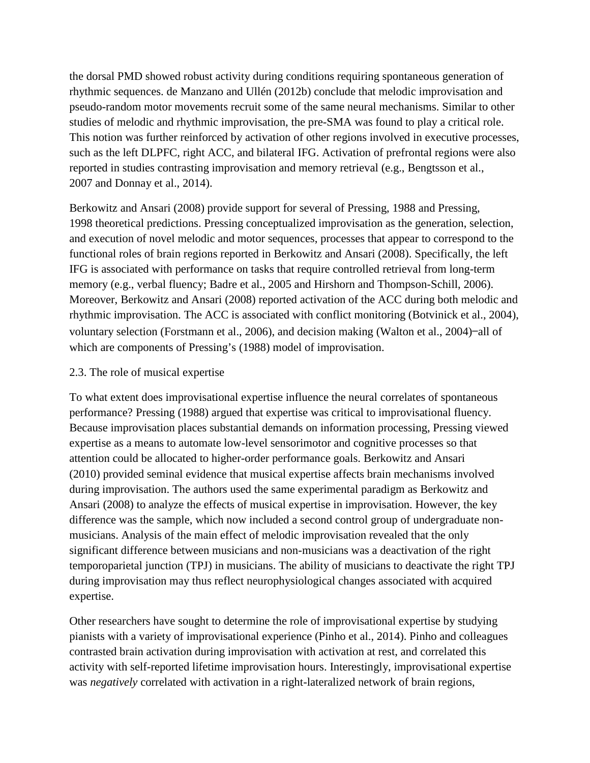the dorsal PMD showed robust activity during conditions requiring spontaneous generation of rhythmic sequences. de Manzano and Ullén (2012b) conclude that melodic improvisation and pseudo-random motor movements recruit some of the same neural mechanisms. Similar to other studies of melodic and rhythmic improvisation, the pre-SMA was found to play a critical role. This notion was further reinforced by activation of other regions involved in executive processes, such as the left DLPFC, right ACC, and bilateral IFG. Activation of prefrontal regions were also reported in studies contrasting improvisation and memory retrieval (e.g., Bengtsson et al., 2007 and Donnay et al., 2014).

Berkowitz and Ansari (2008) provide support for several of Pressing, 1988 and Pressing, 1998 theoretical predictions. Pressing conceptualized improvisation as the generation, selection, and execution of novel melodic and motor sequences, processes that appear to correspond to the functional roles of brain regions reported in Berkowitz and Ansari (2008). Specifically, the left IFG is associated with performance on tasks that require controlled retrieval from long-term memory (e.g., verbal fluency; Badre et al., 2005 and Hirshorn and Thompson-Schill, 2006). Moreover, Berkowitz and Ansari (2008) reported activation of the ACC during both melodic and rhythmic improvisation. The ACC is associated with conflict monitoring (Botvinick et al., 2004), voluntary selection (Forstmann et al., 2006), and decision making (Walton et al., 2004)‒all of which are components of Pressing's (1988) model of improvisation.

## 2.3. The role of musical expertise

To what extent does improvisational expertise influence the neural correlates of spontaneous performance? Pressing (1988) argued that expertise was critical to improvisational fluency. Because improvisation places substantial demands on information processing, Pressing viewed expertise as a means to automate low-level sensorimotor and cognitive processes so that attention could be allocated to higher-order performance goals. Berkowitz and Ansari (2010) provided seminal evidence that musical expertise affects brain mechanisms involved during improvisation. The authors used the same experimental paradigm as Berkowitz and Ansari (2008) to analyze the effects of musical expertise in improvisation. However, the key difference was the sample, which now included a second control group of undergraduate non-musicians. Analysis of the main effect of melodic improvisation revealed that the only significant difference between musicians and non-musicians was a deactivation of the right temporoparietal junction (TPJ) in musicians. The ability of musicians to deactivate the right TPJ during improvisation may thus reflect neurophysiological changes associated with acquired expertise.

Other researchers have sought to determine the role of improvisational expertise by studying pianists with a variety of improvisational experience (Pinho et al., 2014). Pinho and colleagues contrasted brain activation during improvisation with activation at rest, and correlated this activity with self-reported lifetime improvisation hours. Interestingly, improvisational expertise was *negatively* correlated with activation in a right-lateralized network of brain regions,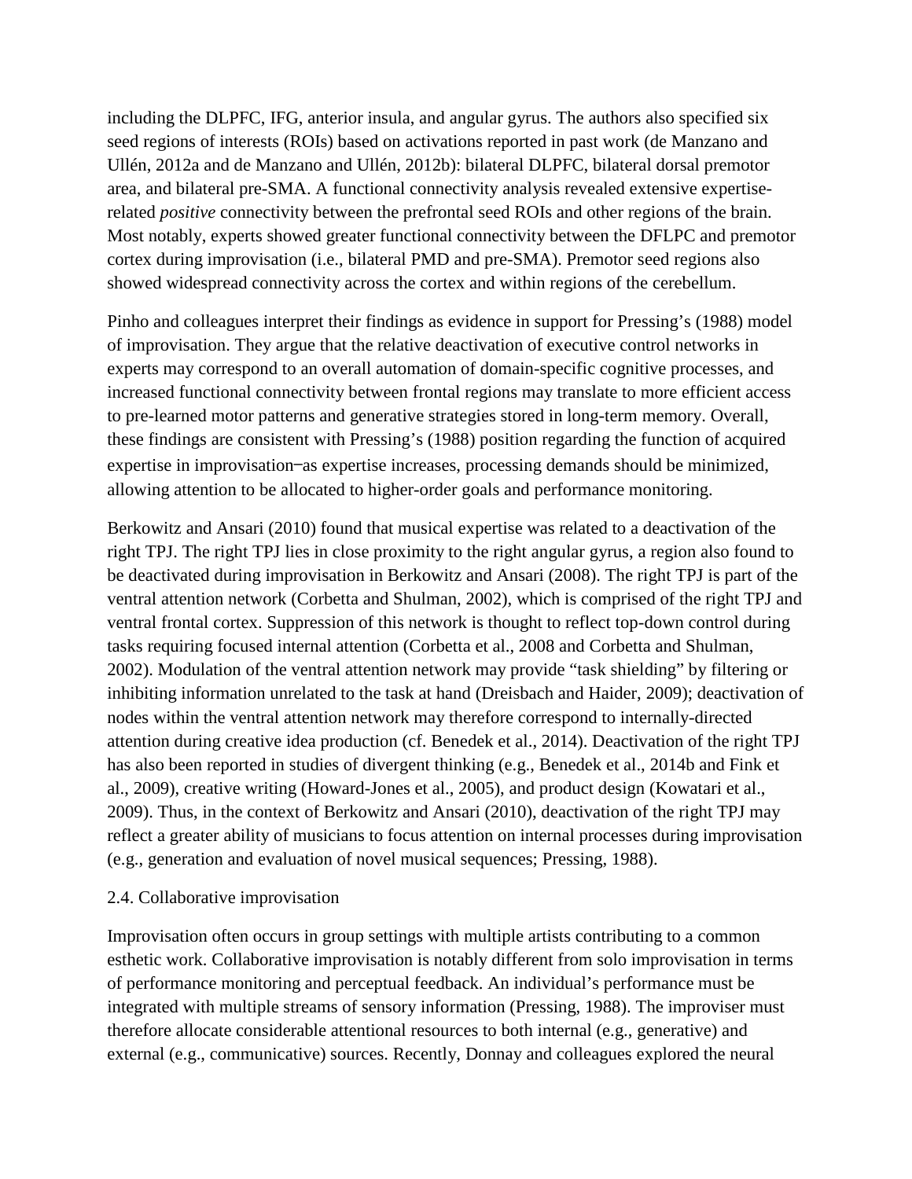including the DLPFC, IFG, anterior insula, and angular gyrus. The authors also specified six seed regions of interests (ROIs) based on activations reported in past work (de Manzano and Ullén, 2012a and de Manzano and Ullén, 2012b): bilateral DLPFC, bilateral dorsal premotor area, and bilateral pre-SMA. A functional connectivity analysis revealed extensive expertise-related *positive* connectivity between the prefrontal seed ROIs and other regions of the brain. Most notably, experts showed greater functional connectivity between the DFLPC and premotor cortex during improvisation (i.e., bilateral PMD and pre-SMA). Premotor seed regions also showed widespread connectivity across the cortex and within regions of the cerebellum.

Pinho and colleagues interpret their findings as evidence in support for Pressing's (1988) model of improvisation. They argue that the relative deactivation of executive control networks in experts may correspond to an overall automation of domain-specific cognitive processes, and increased functional connectivity between frontal regions may translate to more efficient access to pre-learned motor patterns and generative strategies stored in long-term memory. Overall, these findings are consistent with Pressing's (1988) position regarding the function of acquired expertise in improvisation‒as expertise increases, processing demands should be minimized, allowing attention to be allocated to higher-order goals and performance monitoring.

Berkowitz and Ansari (2010) found that musical expertise was related to a deactivation of the right TPJ. The right TPJ lies in close proximity to the right angular gyrus, a region also found to be deactivated during improvisation in Berkowitz and Ansari (2008). The right TPJ is part of the ventral attention network (Corbetta and Shulman, 2002), which is comprised of the right TPJ and ventral frontal cortex. Suppression of this network is thought to reflect top-down control during tasks requiring focused internal attention (Corbetta et al., 2008 and Corbetta and Shulman, 2002). Modulation of the ventral attention network may provide "task shielding" by filtering or inhibiting information unrelated to the task at hand (Dreisbach and Haider, 2009); deactivation of nodes within the ventral attention network may therefore correspond to internally-directed attention during creative idea production (cf. Benedek et al., 2014). Deactivation of the right TPJ has also been reported in studies of divergent thinking (e.g., Benedek et al., 2014b and Fink et al., 2009), creative writing (Howard-Jones et al., 2005), and product design (Kowatari et al., 2009). Thus, in the context of Berkowitz and Ansari (2010), deactivation of the right TPJ may reflect a greater ability of musicians to focus attention on internal processes during improvisation (e.g., generation and evaluation of novel musical sequences; Pressing, 1988).

### 2.4. Collaborative improvisation

Improvisation often occurs in group settings with multiple artists contributing to a common esthetic work. Collaborative improvisation is notably different from solo improvisation in terms of performance monitoring and perceptual feedback. An individual's performance must be integrated with multiple streams of sensory information (Pressing, 1988). The improviser must therefore allocate considerable attentional resources to both internal (e.g., generative) and external (e.g., communicative) sources. Recently, Donnay and colleagues explored the neural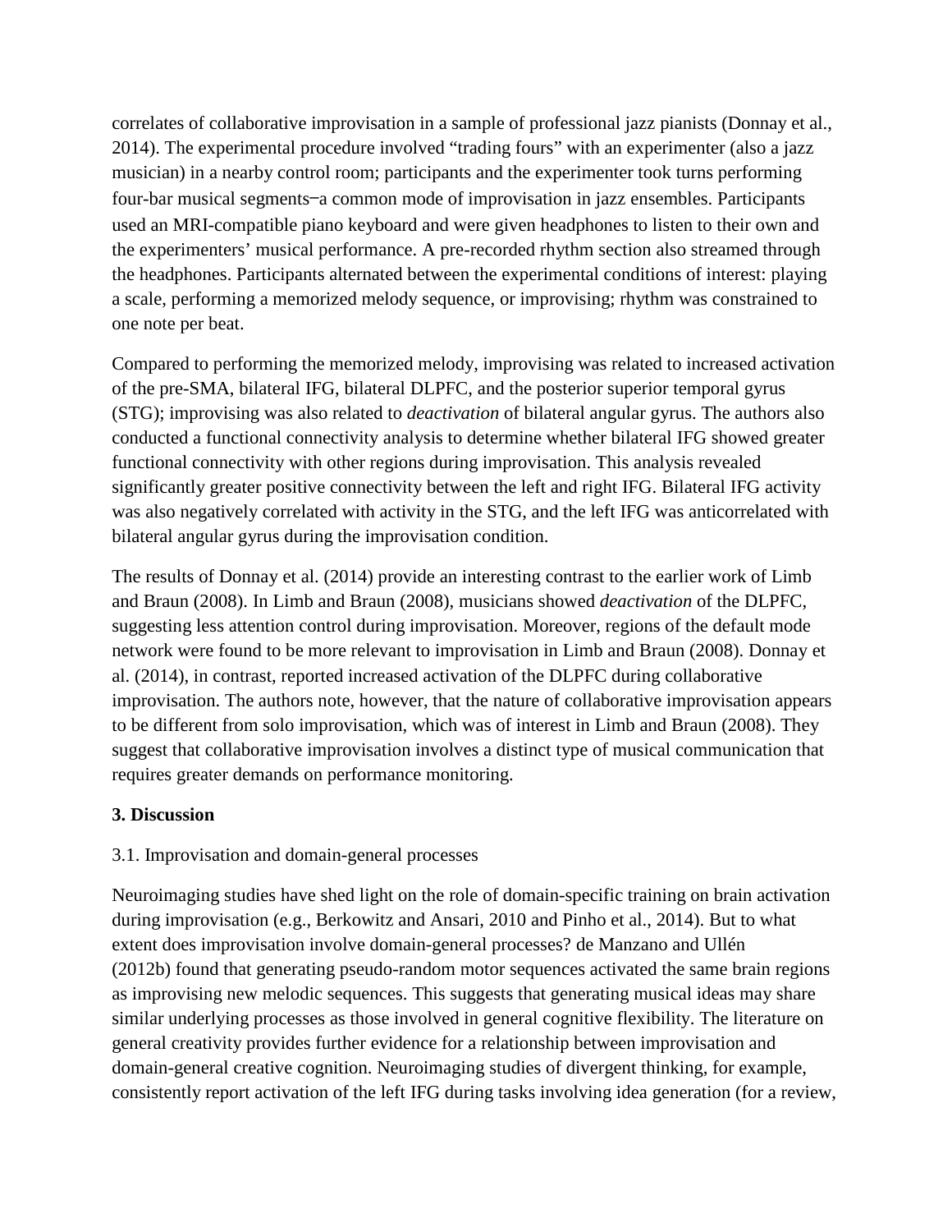correlates of collaborative improvisation in a sample of professional jazz pianists (Donnay et al., 2014). The experimental procedure involved "trading fours" with an experimenter (also a jazz musician) in a nearby control room; participants and the experimenter took turns performing four-bar musical segments‒a common mode of improvisation in jazz ensembles. Participants used an MRI-compatible piano keyboard and were given headphones to listen to their own and the experimenters' musical performance. A pre-recorded rhythm section also streamed through the headphones. Participants alternated between the experimental conditions of interest: playing a scale, performing a memorized melody sequence, or improvising; rhythm was constrained to one note per beat.

Compared to performing the memorized melody, improvising was related to increased activation of the pre-SMA, bilateral IFG, bilateral DLPFC, and the posterior superior temporal gyrus (STG); improvising was also related to *deactivation* of bilateral angular gyrus. The authors also conducted a functional connectivity analysis to determine whether bilateral IFG showed greater functional connectivity with other regions during improvisation. This analysis revealed significantly greater positive connectivity between the left and right IFG. Bilateral IFG activity was also negatively correlated with activity in the STG, and the left IFG was anticorrelated with bilateral angular gyrus during the improvisation condition.

The results of Donnay et al. (2014) provide an interesting contrast to the earlier work of Limb and Braun (2008). In Limb and Braun (2008), musicians showed *deactivation* of the DLPFC, suggesting less attention control during improvisation. Moreover, regions of the default mode network were found to be more relevant to improvisation in Limb and Braun (2008). Donnay et al. (2014), in contrast, reported increased activation of the DLPFC during collaborative improvisation. The authors note, however, that the nature of collaborative improvisation appears to be different from solo improvisation, which was of interest in Limb and Braun (2008). They suggest that collaborative improvisation involves a distinct type of musical communication that requires greater demands on performance monitoring.

## 3. Discussion

### 3.1. Improvisation and domain-general processes

Neuroimaging studies have shed light on the role of domain-specific training on brain activation during improvisation (e.g., Berkowitz and Ansari, 2010 and Pinho et al., 2014). But to what extent does improvisation involve domain-general processes? de Manzano and Ullén (2012b) found that generating pseudo-random motor sequences activated the same brain regions as improvising new melodic sequences. This suggests that generating musical ideas may share similar underlying processes as those involved in general cognitive flexibility. The literature on general creativity provides further evidence for a relationship between improvisation and domain-general creative cognition. Neuroimaging studies of divergent thinking, for example, consistently report activation of the left IFG during tasks involving idea generation (for a review,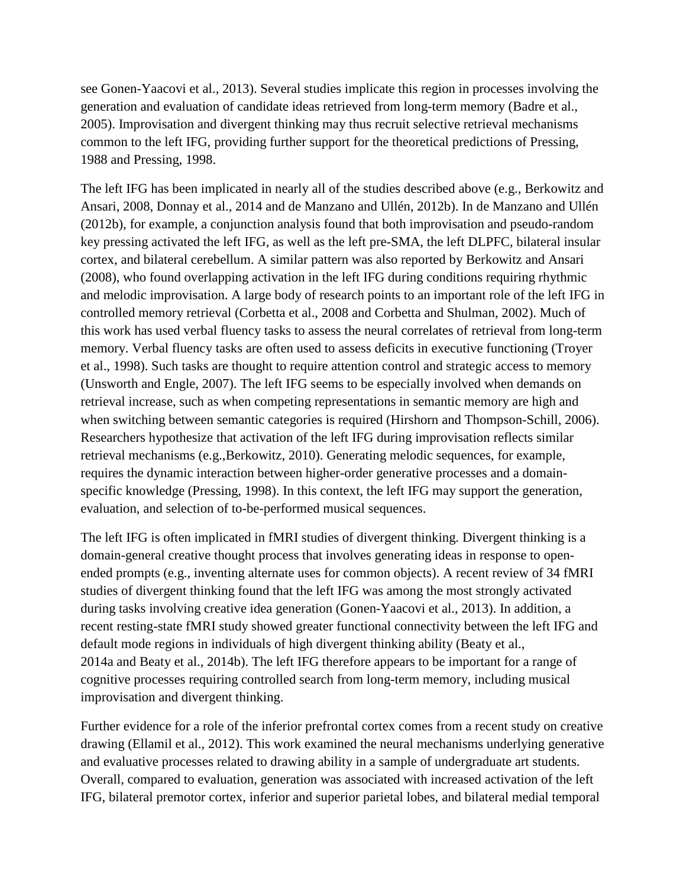see Gonen-Yaacovi et al., 2013). Several studies implicate this region in processes involving the generation and evaluation of candidate ideas retrieved from long-term memory (Badre et al., 2005). Improvisation and divergent thinking may thus recruit selective retrieval mechanisms common to the left IFG, providing further support for the theoretical predictions of Pressing, 1988 and Pressing, 1998.

The left IFG has been implicated in nearly all of the studies described above (e.g., Berkowitz and Ansari, 2008, Donnay et al., 2014 and de Manzano and Ullén, 2012b). In de Manzano and Ullén (2012b), for example, a conjunction analysis found that both improvisation and pseudo-random key pressing activated the left IFG, as well as the left pre-SMA, the left DLPFC, bilateral insular cortex, and bilateral cerebellum. A similar pattern was also reported by Berkowitz and Ansari (2008), who found overlapping activation in the left IFG during conditions requiring rhythmic and melodic improvisation. A large body of research points to an important role of the left IFG in controlled memory retrieval (Corbetta et al., 2008 and Corbetta and Shulman, 2002). Much of this work has used verbal fluency tasks to assess the neural correlates of retrieval from long-term memory. Verbal fluency tasks are often used to assess deficits in executive functioning (Troyer et al., 1998). Such tasks are thought to require attention control and strategic access to memory (Unsworth and Engle, 2007). The left IFG seems to be especially involved when demands on retrieval increase, such as when competing representations in semantic memory are high and when switching between semantic categories is required (Hirshorn and Thompson-Schill, 2006). Researchers hypothesize that activation of the left IFG during improvisation reflects similar retrieval mechanisms (e.g.,Berkowitz, 2010). Generating melodic sequences, for example, requires the dynamic interaction between higher-order generative processes and a domain-specific knowledge (Pressing, 1998). In this context, the left IFG may support the generation, evaluation, and selection of to-be-performed musical sequences.

The left IFG is often implicated in fMRI studies of divergent thinking. Divergent thinking is a domain-general creative thought process that involves generating ideas in response to open-ended prompts (e.g., inventing alternate uses for common objects). A recent review of 34 fMRI studies of divergent thinking found that the left IFG was among the most strongly activated during tasks involving creative idea generation (Gonen-Yaacovi et al., 2013). In addition, a recent resting-state fMRI study showed greater functional connectivity between the left IFG and default mode regions in individuals of high divergent thinking ability (Beaty et al., 2014a and Beaty et al., 2014b). The left IFG therefore appears to be important for a range of cognitive processes requiring controlled search from long-term memory, including musical improvisation and divergent thinking.

Further evidence for a role of the inferior prefrontal cortex comes from a recent study on creative drawing (Ellamil et al., 2012). This work examined the neural mechanisms underlying generative and evaluative processes related to drawing ability in a sample of undergraduate art students. Overall, compared to evaluation, generation was associated with increased activation of the left IFG, bilateral premotor cortex, inferior and superior parietal lobes, and bilateral medial temporal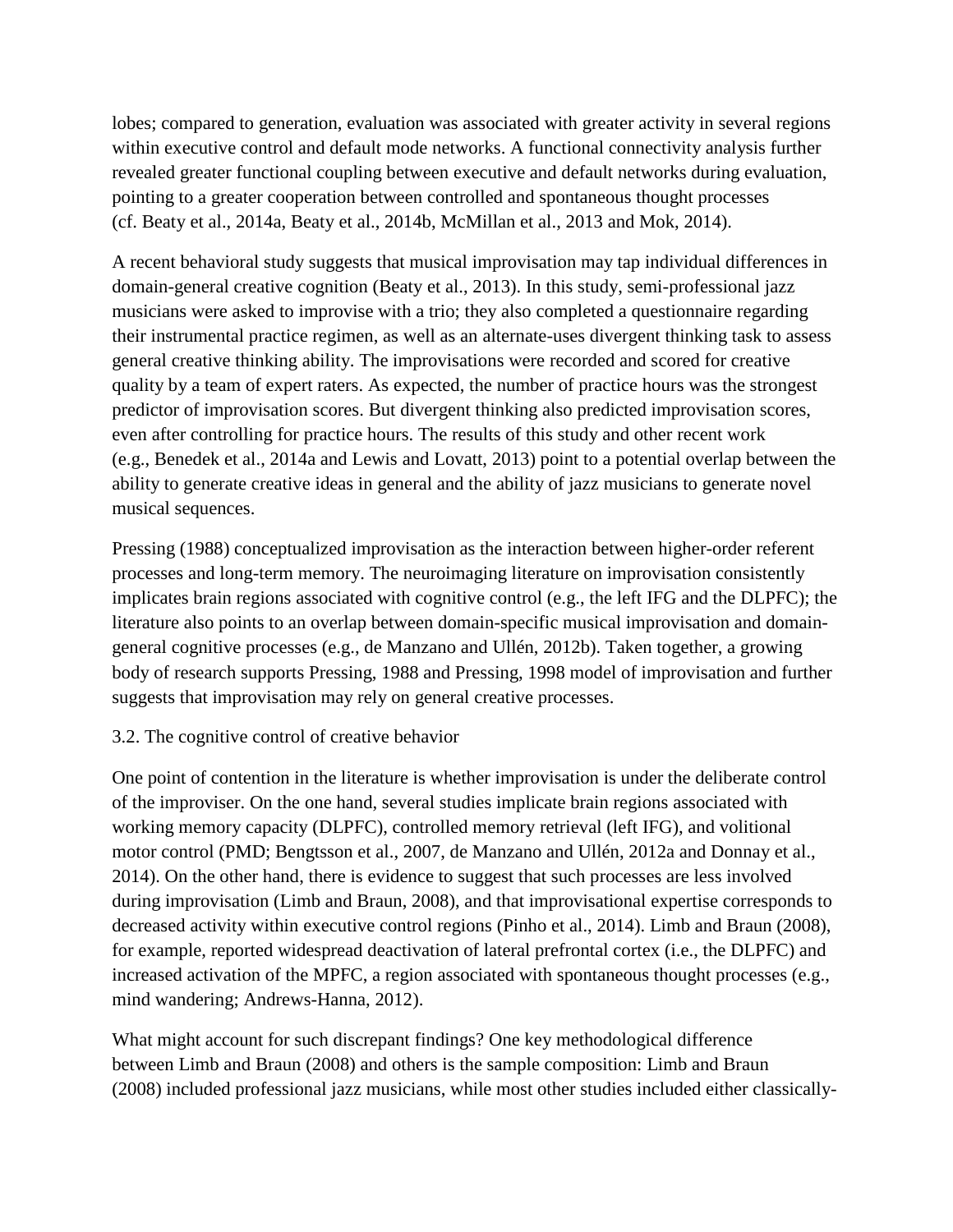lobes; compared to generation, evaluation was associated with greater activity in several regions within executive control and default mode networks. A functional connectivity analysis further revealed greater functional coupling between executive and default networks during evaluation, pointing to a greater cooperation between controlled and spontaneous thought processes (cf. Beaty et al., 2014a, Beaty et al., 2014b, McMillan et al., 2013 and Mok, 2014).

A recent behavioral study suggests that musical improvisation may tap individual differences in domain-general creative cognition (Beaty et al., 2013). In this study, semi-professional jazz musicians were asked to improvise with a trio; they also completed a questionnaire regarding their instrumental practice regimen, as well as an alternate-uses divergent thinking task to assess general creative thinking ability. The improvisations were recorded and scored for creative quality by a team of expert raters. As expected, the number of practice hours was the strongest predictor of improvisation scores. But divergent thinking also predicted improvisation scores, even after controlling for practice hours. The results of this study and other recent work (e.g., Benedek et al., 2014a and Lewis and Lovatt, 2013) point to a potential overlap between the ability to generate creative ideas in general and the ability of jazz musicians to generate novel musical sequences.

Pressing (1988) conceptualized improvisation as the interaction between higher-order referent processes and long-term memory. The neuroimaging literature on improvisation consistently implicates brain regions associated with cognitive control (e.g., the left IFG and the DLPFC); the literature also points to an overlap between domain-specific musical improvisation and domain-general cognitive processes (e.g., de Manzano and Ullén, 2012b). Taken together, a growing body of research supports Pressing, 1988 and Pressing, 1998 model of improvisation and further suggests that improvisation may rely on general creative processes.

### 3.2. The cognitive control of creative behavior

One point of contention in the literature is whether improvisation is under the deliberate control of the improviser. On the one hand, several studies implicate brain regions associated with working memory capacity (DLPFC), controlled memory retrieval (left IFG), and volitional motor control (PMD; Bengtsson et al., 2007, de Manzano and Ullén, 2012a and Donnay et al., 2014). On the other hand, there is evidence to suggest that such processes are less involved during improvisation (Limb and Braun, 2008), and that improvisational expertise corresponds to decreased activity within executive control regions (Pinho et al., 2014). Limb and Braun (2008), for example, reported widespread deactivation of lateral prefrontal cortex (i.e., the DLPFC) and increased activation of the MPFC, a region associated with spontaneous thought processes (e.g., mind wandering; Andrews-Hanna, 2012).

What might account for such discrepant findings? One key methodological difference between Limb and Braun (2008) and others is the sample composition: Limb and Braun (2008) included professional jazz musicians, while most other studies included either classically-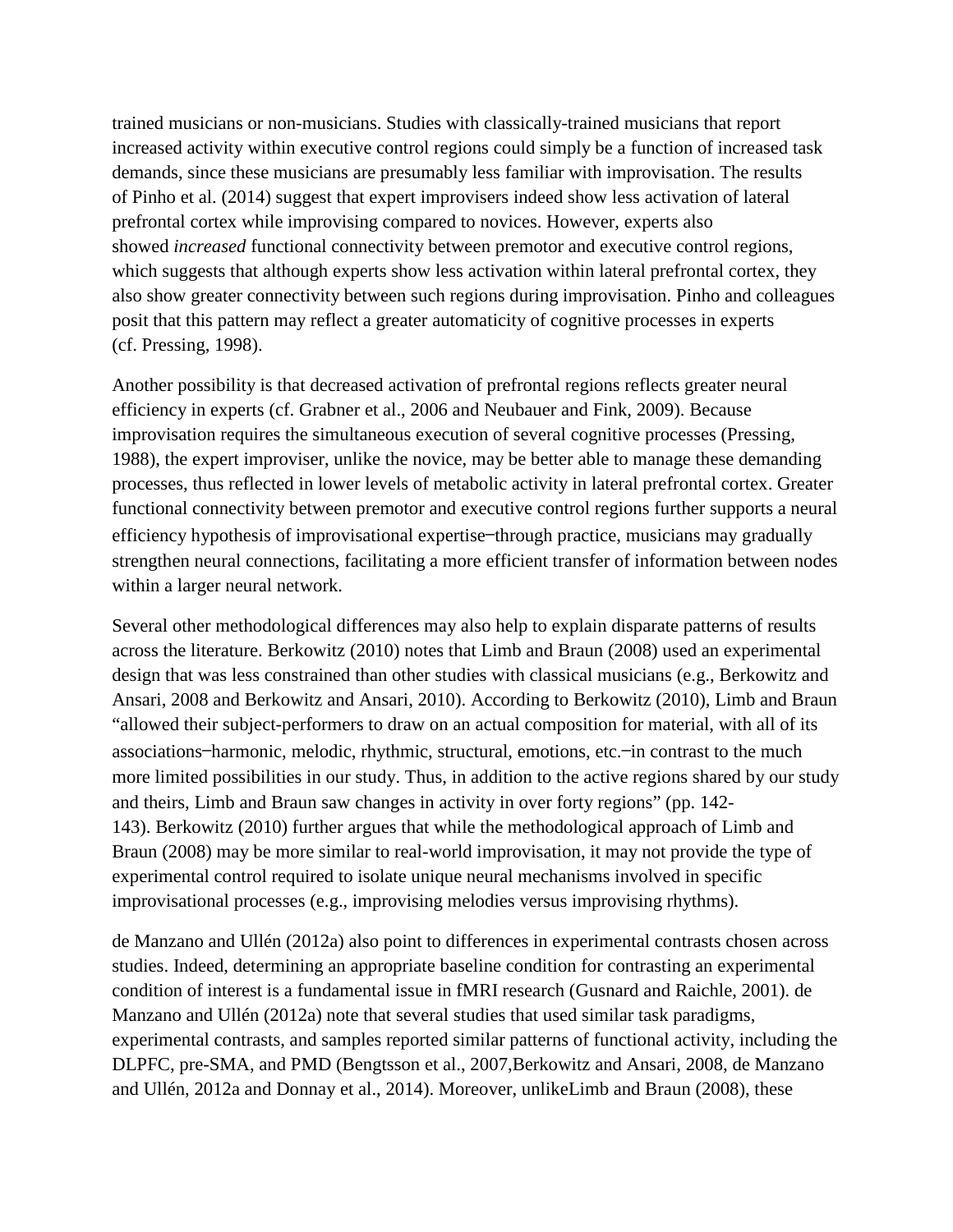trained musicians or non-musicians. Studies with classically-trained musicians that report increased activity within executive control regions could simply be a function of increased task demands, since these musicians are presumably less familiar with improvisation. The results of Pinho et al. (2014) suggest that expert improvisers indeed show less activation of lateral prefrontal cortex while improvising compared to novices. However, experts also showed *increased* functional connectivity between premotor and executive control regions, which suggests that although experts show less activation within lateral prefrontal cortex, they also show greater connectivity between such regions during improvisation. Pinho and colleagues posit that this pattern may reflect a greater automaticity of cognitive processes in experts (cf. Pressing, 1998).

Another possibility is that decreased activation of prefrontal regions reflects greater neural efficiency in experts (cf. Grabner et al., 2006 and Neubauer and Fink, 2009). Because improvisation requires the simultaneous execution of several cognitive processes (Pressing, 1988), the expert improviser, unlike the novice, may be better able to manage these demanding processes, thus reflected in lower levels of metabolic activity in lateral prefrontal cortex. Greater functional connectivity between premotor and executive control regions further supports a neural efficiency hypothesis of improvisational expertise—through practice, musicians may gradually strengthen neural connections, facilitating a more efficient transfer of information between nodes within a larger neural network.

Several other methodological differences may also help to explain disparate patterns of results across the literature. Berkowitz (2010) notes that Limb and Braun (2008) used an experimental design that was less constrained than other studies with classical musicians (e.g., Berkowitz and Ansari, 2008 and Berkowitz and Ansari, 2010). According to Berkowitz (2010), Limb and Braun "allowed their subject-performers to draw on an actual composition for material, with all of its associations—harmonic, melodic, rhythmic, structural, emotions, etc.—in contrast to the much more limited possibilities in our study. Thus, in addition to the active regions shared by our study and theirs, Limb and Braun saw changes in activity in over forty regions" (pp. 142-143). Berkowitz (2010) further argues that while the methodological approach of Limb and Braun (2008) may be more similar to real-world improvisation, it may not provide the type of experimental control required to isolate unique neural mechanisms involved in specific improvisational processes (e.g., improvising melodies versus improvising rhythms).

de Manzano and Ullén (2012a) also point to differences in experimental contrasts chosen across studies. Indeed, determining an appropriate baseline condition for contrasting an experimental condition of interest is a fundamental issue in fMRI research (Gusnard and Raichle, 2001). de Manzano and Ullén (2012a) note that several studies that used similar task paradigms, experimental contrasts, and samples reported similar patterns of functional activity, including the DLPFC, pre-SMA, and PMD (Bengtsson et al., 2007,Berkowitz and Ansari, 2008, de Manzano and Ullén, 2012a and Donnay et al., 2014). Moreover, unlikeLimb and Braun (2008), these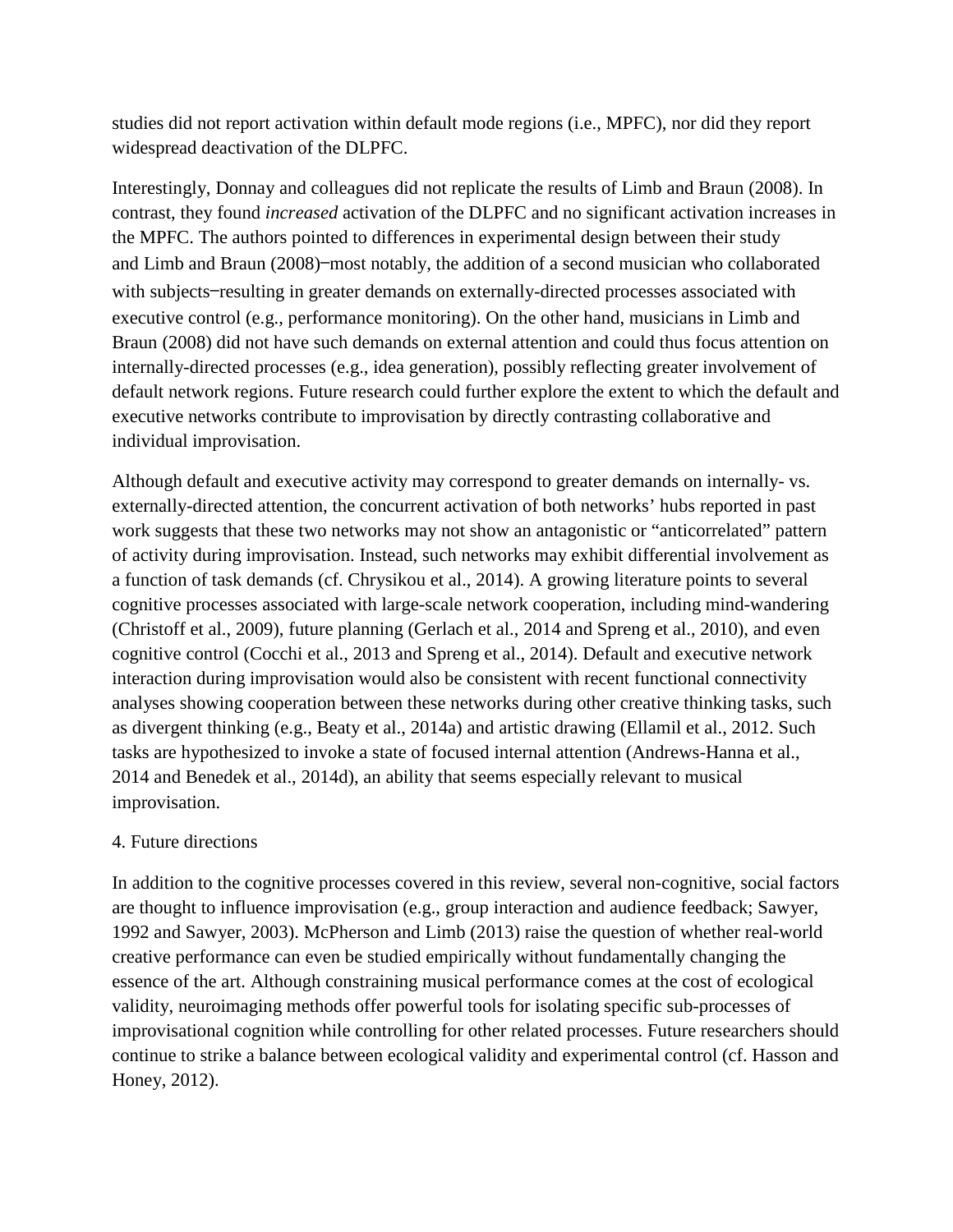studies did not report activation within default mode regions (i.e., MPFC), nor did they report widespread deactivation of the DLPFC.

Interestingly, Donnay and colleagues did not replicate the results of Limb and Braun (2008). In contrast, they found *increased* activation of the DLPFC and no significant activation increases in the MPFC. The authors pointed to differences in experimental design between their study and Limb and Braun (2008)‒most notably, the addition of a second musician who collaborated with subjects‒resulting in greater demands on externally-directed processes associated with executive control (e.g., performance monitoring). On the other hand, musicians in Limb and Braun (2008) did not have such demands on external attention and could thus focus attention on internally-directed processes (e.g., idea generation), possibly reflecting greater involvement of default network regions. Future research could further explore the extent to which the default and executive networks contribute to improvisation by directly contrasting collaborative and individual improvisation.

Although default and executive activity may correspond to greater demands on internally- vs. externally-directed attention, the concurrent activation of both networks' hubs reported in past work suggests that these two networks may not show an antagonistic or "anticorrelated" pattern of activity during improvisation. Instead, such networks may exhibit differential involvement as a function of task demands (cf. Chrysikou et al., 2014). A growing literature points to several cognitive processes associated with large-scale network cooperation, including mind-wandering (Christoff et al., 2009), future planning (Gerlach et al., 2014 and Spreng et al., 2010), and even cognitive control (Cocchi et al., 2013 and Spreng et al., 2014). Default and executive network interaction during improvisation would also be consistent with recent functional connectivity analyses showing cooperation between these networks during other creative thinking tasks, such as divergent thinking (e.g., Beaty et al., 2014a) and artistic drawing (Ellamil et al., 2012. Such tasks are hypothesized to invoke a state of focused internal attention (Andrews-Hanna et al., 2014 and Benedek et al., 2014d), an ability that seems especially relevant to musical improvisation.

## 4. Future directions

In addition to the cognitive processes covered in this review, several non-cognitive, social factors are thought to influence improvisation (e.g., group interaction and audience feedback; Sawyer, 1992 and Sawyer, 2003). McPherson and Limb (2013) raise the question of whether real-world creative performance can even be studied empirically without fundamentally changing the essence of the art. Although constraining musical performance comes at the cost of ecological validity, neuroimaging methods offer powerful tools for isolating specific sub-processes of improvisational cognition while controlling for other related processes. Future researchers should continue to strike a balance between ecological validity and experimental control (cf. Hasson and Honey, 2012).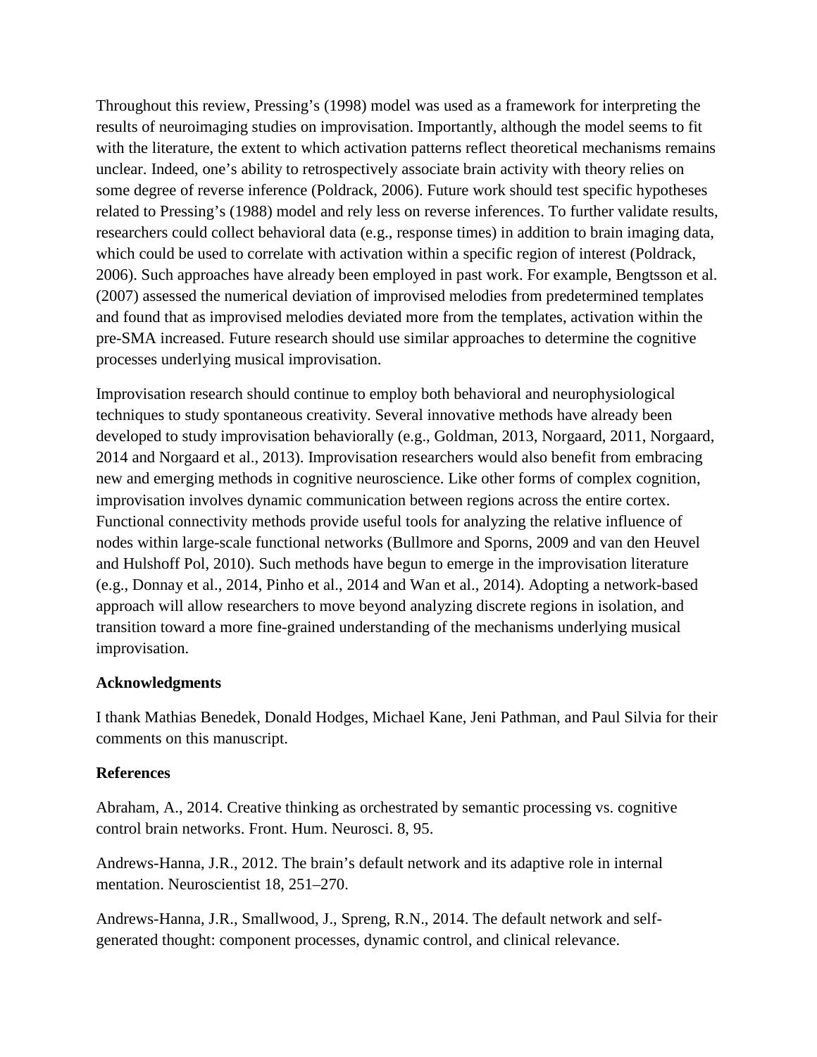Throughout this review, Pressing's (1998) model was used as a framework for interpreting the results of neuroimaging studies on improvisation. Importantly, although the model seems to fit with the literature, the extent to which activation patterns reflect theoretical mechanisms remains unclear. Indeed, one's ability to retrospectively associate brain activity with theory relies on some degree of reverse inference (Poldrack, 2006). Future work should test specific hypotheses related to Pressing's (1988) model and rely less on reverse inferences. To further validate results, researchers could collect behavioral data (e.g., response times) in addition to brain imaging data, which could be used to correlate with activation within a specific region of interest (Poldrack, 2006). Such approaches have already been employed in past work. For example, Bengtsson et al. (2007) assessed the numerical deviation of improvised melodies from predetermined templates and found that as improvised melodies deviated more from the templates, activation within the pre-SMA increased. Future research should use similar approaches to determine the cognitive processes underlying musical improvisation.

Improvisation research should continue to employ both behavioral and neurophysiological techniques to study spontaneous creativity. Several innovative methods have already been developed to study improvisation behaviorally (e.g., Goldman, 2013, Norgaard, 2011, Norgaard, 2014 and Norgaard et al., 2013). Improvisation researchers would also benefit from embracing new and emerging methods in cognitive neuroscience. Like other forms of complex cognition, improvisation involves dynamic communication between regions across the entire cortex. Functional connectivity methods provide useful tools for analyzing the relative influence of nodes within large-scale functional networks (Bullmore and Sporns, 2009 and van den Heuvel and Hulshoff Pol, 2010). Such methods have begun to emerge in the improvisation literature (e.g., Donnay et al., 2014, Pinho et al., 2014 and Wan et al., 2014). Adopting a network-based approach will allow researchers to move beyond analyzing discrete regions in isolation, and transition toward a more fine-grained understanding of the mechanisms underlying musical improvisation.

**Acknowledgments**

I thank Mathias Benedek, Donald Hodges, Michael Kane, Jeni Pathman, and Paul Silvia for their comments on this manuscript.

**References**

Abraham, A., 2014. Creative thinking as orchestrated by semantic processing vs. cognitive control brain networks. Front. Hum. Neurosci. 8, 95.

Andrews-Hanna, J.R., 2012. The brain's default network and its adaptive role in internal mentation. Neuroscientist 18, 251–270.

Andrews-Hanna, J.R., Smallwood, J., Spreng, R.N., 2014. The default network and self-generated thought: component processes, dynamic control, and clinical relevance.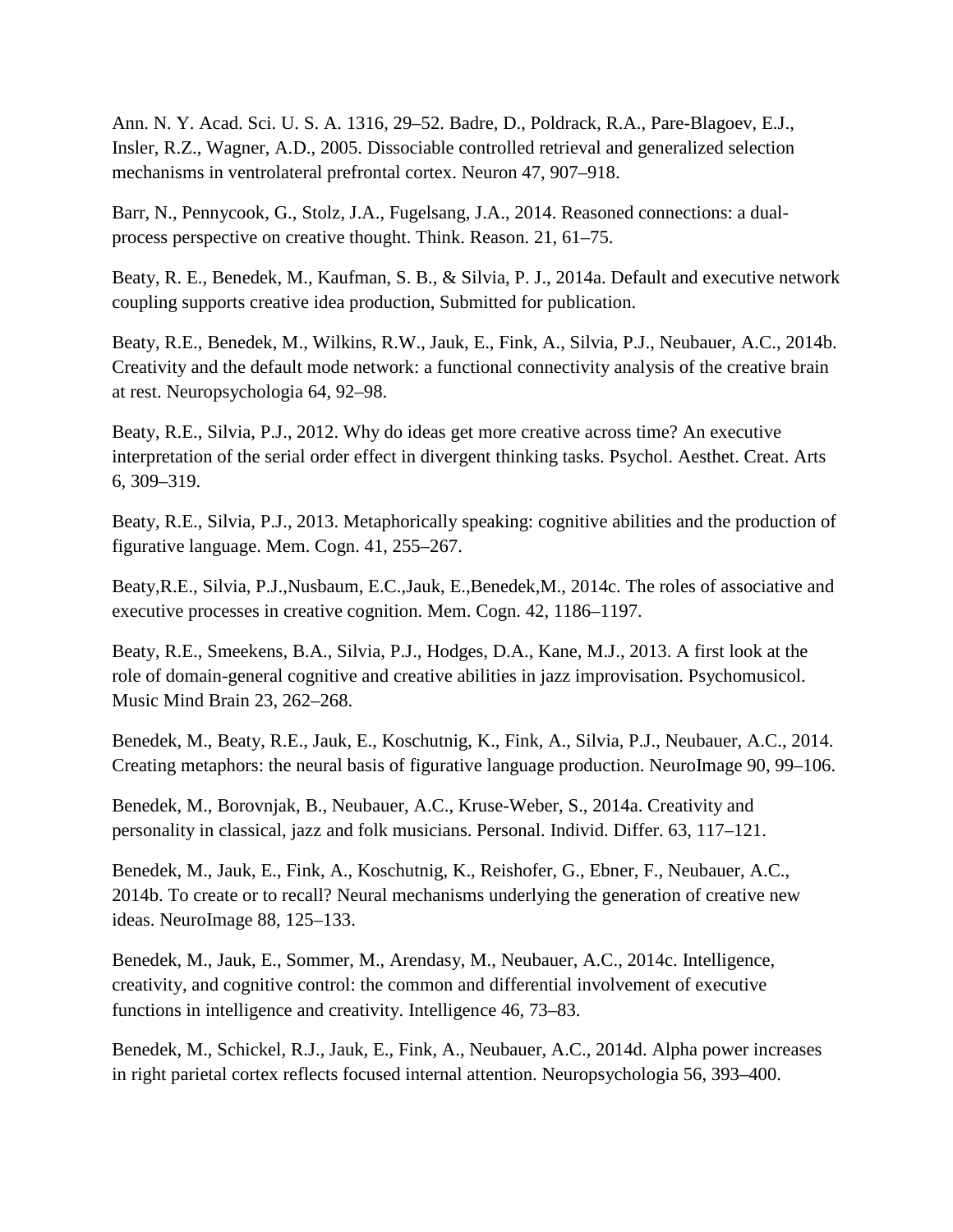Ann. N. Y. Acad. Sci. U. S. A. 1316, 29–52. Badre, D., Poldrack, R.A., Pare-Blagoev, E.J., Insler, R.Z., Wagner, A.D., 2005. Dissociable controlled retrieval and generalized selection mechanisms in ventrolateral prefrontal cortex. Neuron 47, 907–918.

Barr, N., Pennycook, G., Stolz, J.A., Fugelsang, J.A., 2014. Reasoned connections: a dual-process perspective on creative thought. Think. Reason. 21, 61–75.

Beaty, R. E., Benedek, M., Kaufman, S. B., & Silvia, P. J., 2014a. Default and executive network coupling supports creative idea production, Submitted for publication.

Beaty, R.E., Benedek, M., Wilkins, R.W., Jauk, E., Fink, A., Silvia, P.J., Neubauer, A.C., 2014b. Creativity and the default mode network: a functional connectivity analysis of the creative brain at rest. Neuropsychologia 64, 92–98.

Beaty, R.E., Silvia, P.J., 2012. Why do ideas get more creative across time? An executive interpretation of the serial order effect in divergent thinking tasks. Psychol. Aesthet. Creat. Arts 6, 309–319.

Beaty, R.E., Silvia, P.J., 2013. Metaphorically speaking: cognitive abilities and the production of figurative language. Mem. Cogn. 41, 255–267.

Beaty,R.E., Silvia, P.J.,Nusbaum, E.C.,Jauk, E.,Benedek,M., 2014c. The roles of associative and executive processes in creative cognition. Mem. Cogn. 42, 1186–1197.

Beaty, R.E., Smeekens, B.A., Silvia, P.J., Hodges, D.A., Kane, M.J., 2013. A first look at the role of domain-general cognitive and creative abilities in jazz improvisation. Psychomusicol. Music Mind Brain 23, 262–268.

Benedek, M., Beaty, R.E., Jauk, E., Koschutnig, K., Fink, A., Silvia, P.J., Neubauer, A.C., 2014. Creating metaphors: the neural basis of figurative language production. NeuroImage 90, 99–106.

Benedek, M., Borovnjak, B., Neubauer, A.C., Kruse-Weber, S., 2014a. Creativity and personality in classical, jazz and folk musicians. Personal. Individ. Differ. 63, 117–121.

Benedek, M., Jauk, E., Fink, A., Koschutnig, K., Reishofer, G., Ebner, F., Neubauer, A.C., 2014b. To create or to recall? Neural mechanisms underlying the generation of creative new ideas. NeuroImage 88, 125–133.

Benedek, M., Jauk, E., Sommer, M., Arendasy, M., Neubauer, A.C., 2014c. Intelligence, creativity, and cognitive control: the common and differential involvement of executive functions in intelligence and creativity. Intelligence 46, 73–83.

Benedek, M., Schickel, R.J., Jauk, E., Fink, A., Neubauer, A.C., 2014d. Alpha power increases in right parietal cortex reflects focused internal attention. Neuropsychologia 56, 393–400.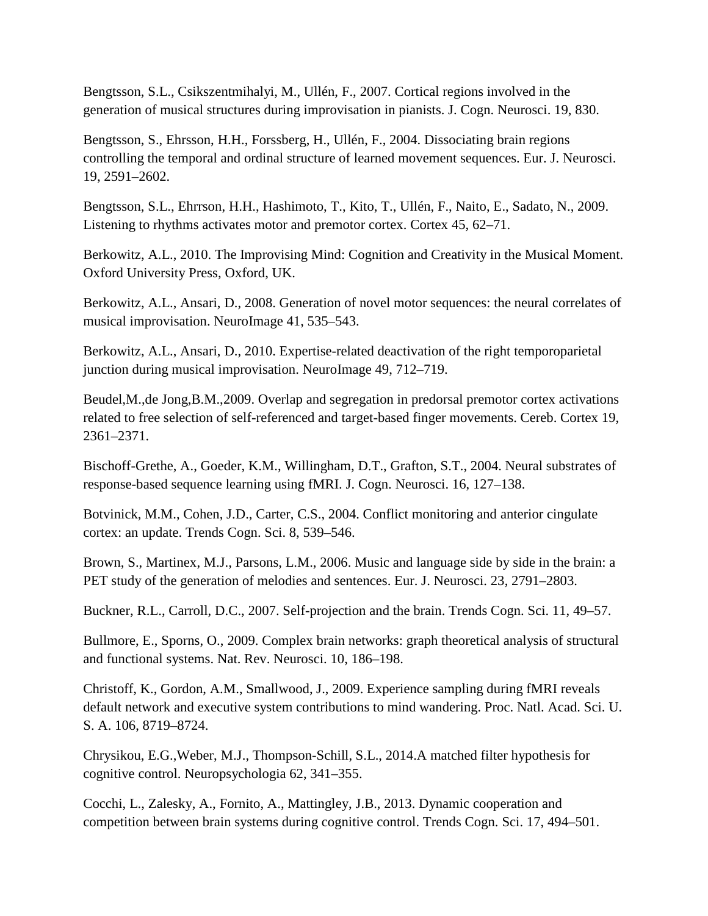Bengtsson, S.L., Csikszentmihalyi, M., Ullén, F., 2007. Cortical regions involved in the generation of musical structures during improvisation in pianists. J. Cogn. Neurosci. 19, 830.

Bengtsson, S., Ehrsson, H.H., Forssberg, H., Ullén, F., 2004. Dissociating brain regions controlling the temporal and ordinal structure of learned movement sequences. Eur. J. Neurosci. 19, 2591–2602.

Bengtsson, S.L., Ehrrson, H.H., Hashimoto, T., Kito, T., Ullén, F., Naito, E., Sadato, N., 2009. Listening to rhythms activates motor and premotor cortex. Cortex 45, 62–71.

Berkowitz, A.L., 2010. The Improvising Mind: Cognition and Creativity in the Musical Moment. Oxford University Press, Oxford, UK.

Berkowitz, A.L., Ansari, D., 2008. Generation of novel motor sequences: the neural correlates of musical improvisation. NeuroImage 41, 535–543.

Berkowitz, A.L., Ansari, D., 2010. Expertise-related deactivation of the right temporoparietal junction during musical improvisation. NeuroImage 49, 712–719.

Beudel,M.,de Jong,B.M.,2009. Overlap and segregation in predorsal premotor cortex activations related to free selection of self-referenced and target-based finger movements. Cereb. Cortex 19, 2361–2371.

Bischoff-Grethe, A., Goeder, K.M., Willingham, D.T., Grafton, S.T., 2004. Neural substrates of response-based sequence learning using fMRI. J. Cogn. Neurosci. 16, 127–138.

Botvinick, M.M., Cohen, J.D., Carter, C.S., 2004. Conflict monitoring and anterior cingulate cortex: an update. Trends Cogn. Sci. 8, 539–546.

Brown, S., Martinex, M.J., Parsons, L.M., 2006. Music and language side by side in the brain: a PET study of the generation of melodies and sentences. Eur. J. Neurosci. 23, 2791–2803.

Buckner, R.L., Carroll, D.C., 2007. Self-projection and the brain. Trends Cogn. Sci. 11, 49–57.

Bullmore, E., Sporns, O., 2009. Complex brain networks: graph theoretical analysis of structural and functional systems. Nat. Rev. Neurosci. 10, 186–198.

Christoff, K., Gordon, A.M., Smallwood, J., 2009. Experience sampling during fMRI reveals default network and executive system contributions to mind wandering. Proc. Natl. Acad. Sci. U. S. A. 106, 8719–8724.

Chrysikou, E.G.,Weber, M.J., Thompson-Schill, S.L., 2014.A matched filter hypothesis for cognitive control. Neuropsychologia 62, 341–355.

Cocchi, L., Zalesky, A., Fornito, A., Mattingley, J.B., 2013. Dynamic cooperation and competition between brain systems during cognitive control. Trends Cogn. Sci. 17, 494–501.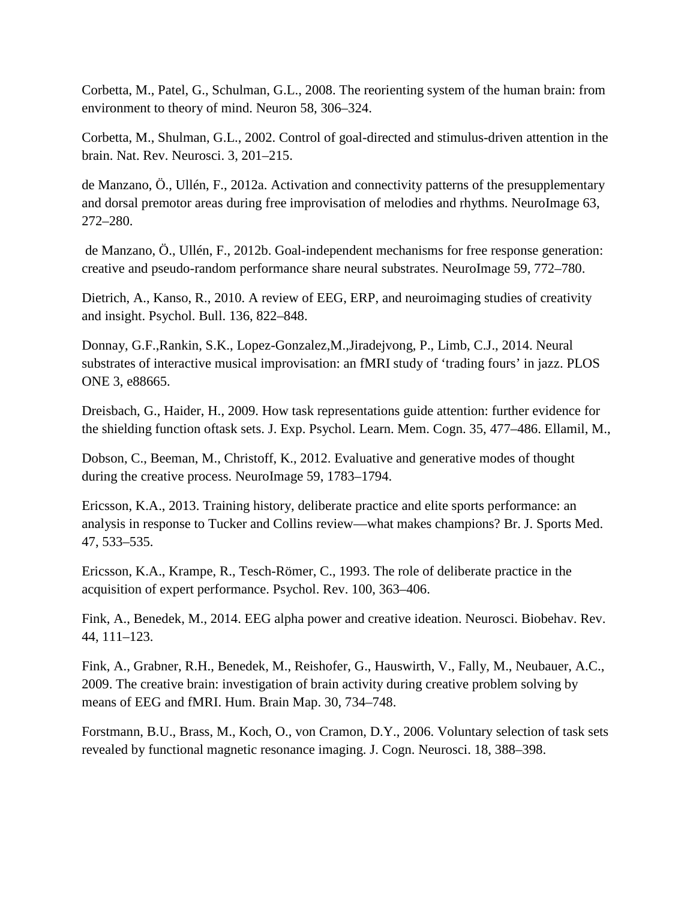Corbetta, M., Patel, G., Schulman, G.L., 2008. The reorienting system of the human brain: from environment to theory of mind. Neuron 58, 306–324.

Corbetta, M., Shulman, G.L., 2002. Control of goal-directed and stimulus-driven attention in the brain. Nat. Rev. Neurosci. 3, 201–215.

de Manzano, Ö., Ullén, F., 2012a. Activation and connectivity patterns of the presupplementary and dorsal premotor areas during free improvisation of melodies and rhythms. NeuroImage 63, 272–280.

de Manzano, Ö., Ullén, F., 2012b. Goal-independent mechanisms for free response generation: creative and pseudo-random performance share neural substrates. NeuroImage 59, 772–780.

Dietrich, A., Kanso, R., 2010. A review of EEG, ERP, and neuroimaging studies of creativity and insight. Psychol. Bull. 136, 822–848.

Donnay, G.F.,Rankin, S.K., Lopez-Gonzalez,M.,Jiradejvong, P., Limb, C.J., 2014. Neural substrates of interactive musical improvisation: an fMRI study of 'trading fours' in jazz. PLOS ONE 3, e88665.

Dreisbach, G., Haider, H., 2009. How task representations guide attention: further evidence for the shielding function oftask sets. J. Exp. Psychol. Learn. Mem. Cogn. 35, 477–486. Ellamil, M.,

Dobson, C., Beeman, M., Christoff, K., 2012. Evaluative and generative modes of thought during the creative process. NeuroImage 59, 1783–1794.

Ericsson, K.A., 2013. Training history, deliberate practice and elite sports performance: an analysis in response to Tucker and Collins review—what makes champions? Br. J. Sports Med. 47, 533–535.

Ericsson, K.A., Krampe, R., Tesch-Römer, C., 1993. The role of deliberate practice in the acquisition of expert performance. Psychol. Rev. 100, 363–406.

Fink, A., Benedek, M., 2014. EEG alpha power and creative ideation. Neurosci. Biobehav. Rev. 44, 111–123.

Fink, A., Grabner, R.H., Benedek, M., Reishofer, G., Hauswirth, V., Fally, M., Neubauer, A.C., 2009. The creative brain: investigation of brain activity during creative problem solving by means of EEG and fMRI. Hum. Brain Map. 30, 734–748.

Forstmann, B.U., Brass, M., Koch, O., von Cramon, D.Y., 2006. Voluntary selection of task sets revealed by functional magnetic resonance imaging. J. Cogn. Neurosci. 18, 388–398.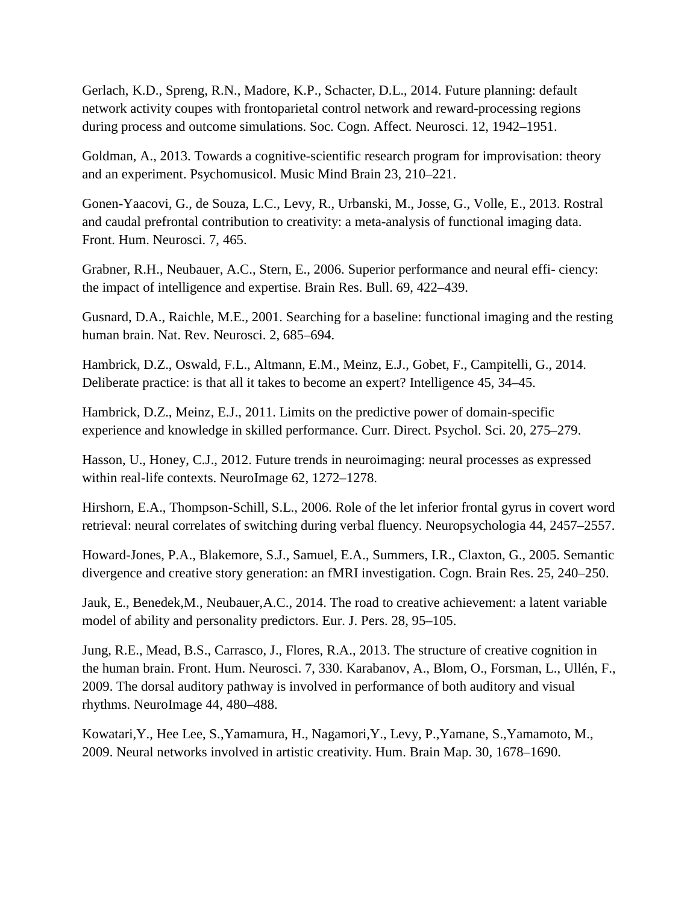Gerlach, K.D., Spreng, R.N., Madore, K.P., Schacter, D.L., 2014. Future planning: default network activity coupes with frontoparietal control network and reward-processing regions during process and outcome simulations. Soc. Cogn. Affect. Neurosci. 12, 1942–1951.

Goldman, A., 2013. Towards a cognitive-scientific research program for improvisation: theory and an experiment. Psychomusicol. Music Mind Brain 23, 210–221.

Gonen-Yaacovi, G., de Souza, L.C., Levy, R., Urbanski, M., Josse, G., Volle, E., 2013. Rostral and caudal prefrontal contribution to creativity: a meta-analysis of functional imaging data. Front. Hum. Neurosci. 7, 465.

Grabner, R.H., Neubauer, A.C., Stern, E., 2006. Superior performance and neural effi- ciency: the impact of intelligence and expertise. Brain Res. Bull. 69, 422–439.

Gusnard, D.A., Raichle, M.E., 2001. Searching for a baseline: functional imaging and the resting human brain. Nat. Rev. Neurosci. 2, 685–694.

Hambrick, D.Z., Oswald, F.L., Altmann, E.M., Meinz, E.J., Gobet, F., Campitelli, G., 2014. Deliberate practice: is that all it takes to become an expert? Intelligence 45, 34–45.

Hambrick, D.Z., Meinz, E.J., 2011. Limits on the predictive power of domain-specific experience and knowledge in skilled performance. Curr. Direct. Psychol. Sci. 20, 275–279.

Hasson, U., Honey, C.J., 2012. Future trends in neuroimaging: neural processes as expressed within real-life contexts. NeuroImage 62, 1272–1278.

Hirshorn, E.A., Thompson-Schill, S.L., 2006. Role of the let inferior frontal gyrus in covert word retrieval: neural correlates of switching during verbal fluency. Neuropsychologia 44, 2457–2557.

Howard-Jones, P.A., Blakemore, S.J., Samuel, E.A., Summers, I.R., Claxton, G., 2005. Semantic divergence and creative story generation: an fMRI investigation. Cogn. Brain Res. 25, 240–250.

Jauk, E., Benedek,M., Neubauer,A.C., 2014. The road to creative achievement: a latent variable model of ability and personality predictors. Eur. J. Pers. 28, 95–105.

Jung, R.E., Mead, B.S., Carrasco, J., Flores, R.A., 2013. The structure of creative cognition in the human brain. Front. Hum. Neurosci. 7, 330. Karabanov, A., Blom, O., Forsman, L., Ullén, F., 2009. The dorsal auditory pathway is involved in performance of both auditory and visual rhythms. NeuroImage 44, 480–488.

Kowatari,Y., Hee Lee, S.,Yamamura, H., Nagamori,Y., Levy, P.,Yamane, S.,Yamamoto, M., 2009. Neural networks involved in artistic creativity. Hum. Brain Map. 30, 1678–1690.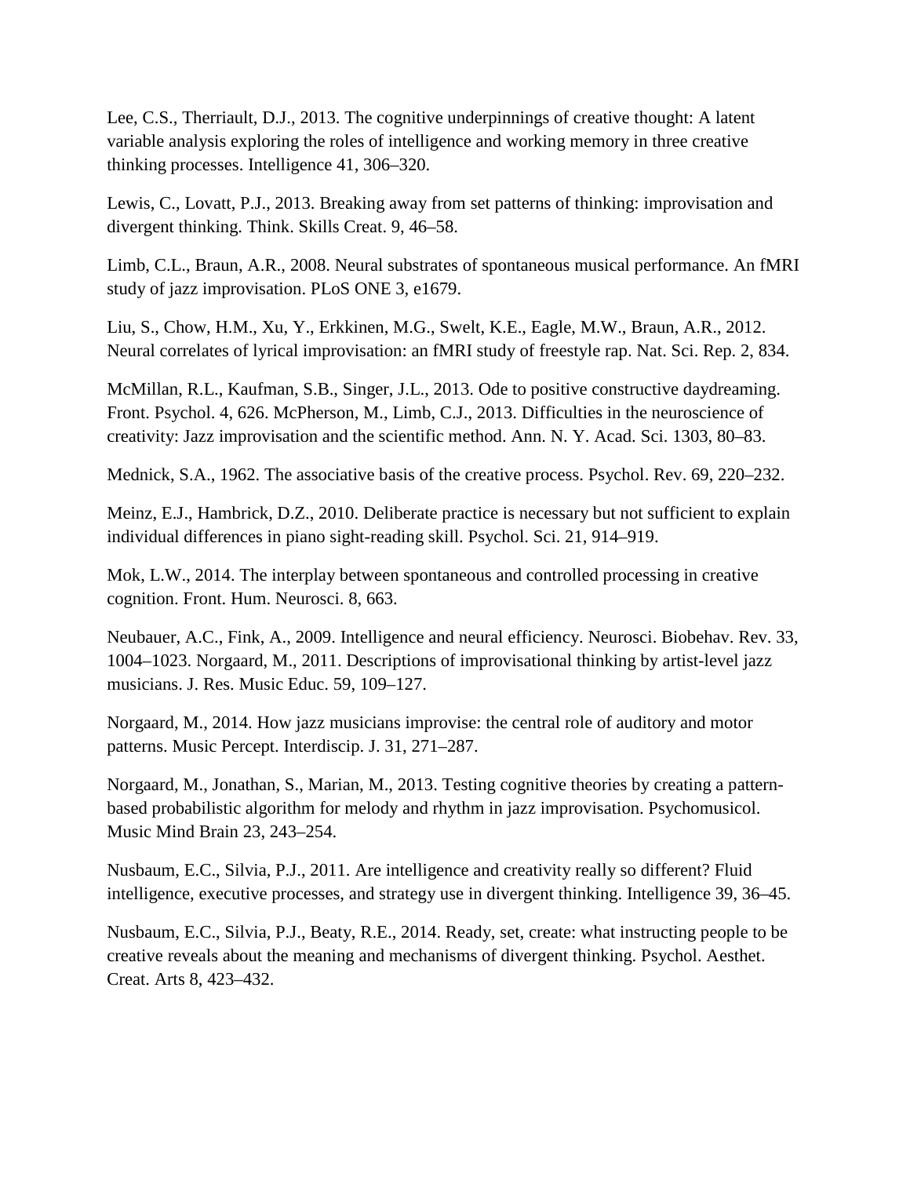Lee, C.S., Therriault, D.J., 2013. The cognitive underpinnings of creative thought: A latent variable analysis exploring the roles of intelligence and working memory in three creative thinking processes. Intelligence 41, 306–320.

Lewis, C., Lovatt, P.J., 2013. Breaking away from set patterns of thinking: improvisation and divergent thinking. Think. Skills Creat. 9, 46–58.

Limb, C.L., Braun, A.R., 2008. Neural substrates of spontaneous musical performance. An fMRI study of jazz improvisation. PLoS ONE 3, e1679.

Liu, S., Chow, H.M., Xu, Y., Erkkinen, M.G., Swelt, K.E., Eagle, M.W., Braun, A.R., 2012. Neural correlates of lyrical improvisation: an fMRI study of freestyle rap. Nat. Sci. Rep. 2, 834.

McMillan, R.L., Kaufman, S.B., Singer, J.L., 2013. Ode to positive constructive daydreaming. Front. Psychol. 4, 626. McPherson, M., Limb, C.J., 2013. Difficulties in the neuroscience of creativity: Jazz improvisation and the scientific method. Ann. N. Y. Acad. Sci. 1303, 80–83.

Mednick, S.A., 1962. The associative basis of the creative process. Psychol. Rev. 69, 220–232.

Meinz, E.J., Hambrick, D.Z., 2010. Deliberate practice is necessary but not sufficient to explain individual differences in piano sight-reading skill. Psychol. Sci. 21, 914–919.

Mok, L.W., 2014. The interplay between spontaneous and controlled processing in creative cognition. Front. Hum. Neurosci. 8, 663.

Neubauer, A.C., Fink, A., 2009. Intelligence and neural efficiency. Neurosci. Biobehav. Rev. 33, 1004–1023. Norgaard, M., 2011. Descriptions of improvisational thinking by artist-level jazz musicians. J. Res. Music Educ. 59, 109–127.

Norgaard, M., 2014. How jazz musicians improvise: the central role of auditory and motor patterns. Music Percept. Interdiscip. J. 31, 271–287.

Norgaard, M., Jonathan, S., Marian, M., 2013. Testing cognitive theories by creating a pattern-based probabilistic algorithm for melody and rhythm in jazz improvisation. Psychomusicol. Music Mind Brain 23, 243–254.

Nusbaum, E.C., Silvia, P.J., 2011. Are intelligence and creativity really so different? Fluid intelligence, executive processes, and strategy use in divergent thinking. Intelligence 39, 36–45.

Nusbaum, E.C., Silvia, P.J., Beaty, R.E., 2014. Ready, set, create: what instructing people to be creative reveals about the meaning and mechanisms of divergent thinking. Psychol. Aesthet. Creat. Arts 8, 423–432.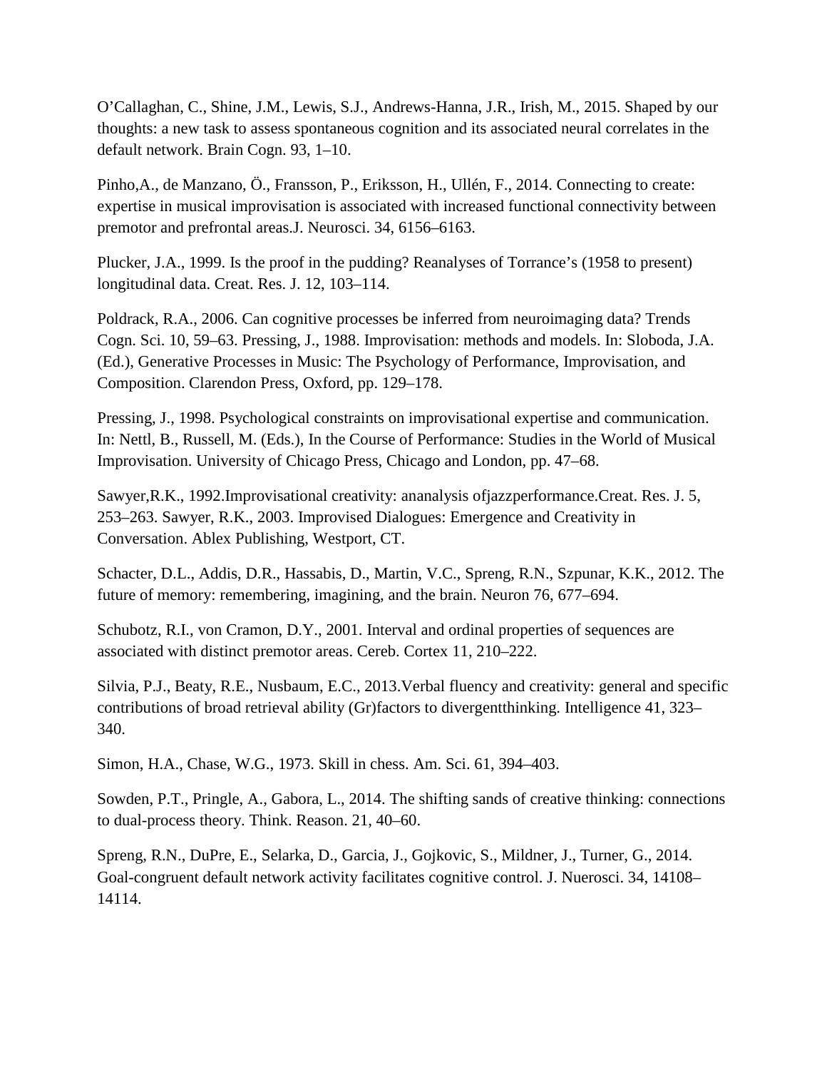O'Callaghan, C., Shine, J.M., Lewis, S.J., Andrews-Hanna, J.R., Irish, M., 2015. Shaped by our thoughts: a new task to assess spontaneous cognition and its associated neural correlates in the default network. Brain Cogn. 93, 1–10.

Pinho,A., de Manzano, Ö., Fransson, P., Eriksson, H., Ullén, F., 2014. Connecting to create: expertise in musical improvisation is associated with increased functional connectivity between premotor and prefrontal areas.J. Neurosci. 34, 6156–6163.

Plucker, J.A., 1999. Is the proof in the pudding? Reanalyses of Torrance's (1958 to present) longitudinal data. Creat. Res. J. 12, 103–114.

Poldrack, R.A., 2006. Can cognitive processes be inferred from neuroimaging data? Trends Cogn. Sci. 10, 59–63. Pressing, J., 1988. Improvisation: methods and models. In: Sloboda, J.A. (Ed.), Generative Processes in Music: The Psychology of Performance, Improvisation, and Composition. Clarendon Press, Oxford, pp. 129–178.

Pressing, J., 1998. Psychological constraints on improvisational expertise and communication. In: Nettl, B., Russell, M. (Eds.), In the Course of Performance: Studies in the World of Musical Improvisation. University of Chicago Press, Chicago and London, pp. 47–68.

Sawyer,R.K., 1992.Improvisational creativity: ananalysis ofjazzperformance.Creat. Res. J. 5, 253–263. Sawyer, R.K., 2003. Improvised Dialogues: Emergence and Creativity in Conversation. Ablex Publishing, Westport, CT.

Schacter, D.L., Addis, D.R., Hassabis, D., Martin, V.C., Spreng, R.N., Szpunar, K.K., 2012. The future of memory: remembering, imagining, and the brain. Neuron 76, 677–694.

Schubotz, R.I., von Cramon, D.Y., 2001. Interval and ordinal properties of sequences are associated with distinct premotor areas. Cereb. Cortex 11, 210–222.

Silvia, P.J., Beaty, R.E., Nusbaum, E.C., 2013.Verbal fluency and creativity: general and specific contributions of broad retrieval ability (Gr)factors to divergentthinking. Intelligence 41, 323–340.

Simon, H.A., Chase, W.G., 1973. Skill in chess. Am. Sci. 61, 394–403.

Sowden, P.T., Pringle, A., Gabora, L., 2014. The shifting sands of creative thinking: connections to dual-process theory. Think. Reason. 21, 40–60.

Spreng, R.N., DuPre, E., Selarka, D., Garcia, J., Gojkovic, S., Mildner, J., Turner, G., 2014. Goal-congruent default network activity facilitates cognitive control. J. Nuerosci. 34, 14108–14114.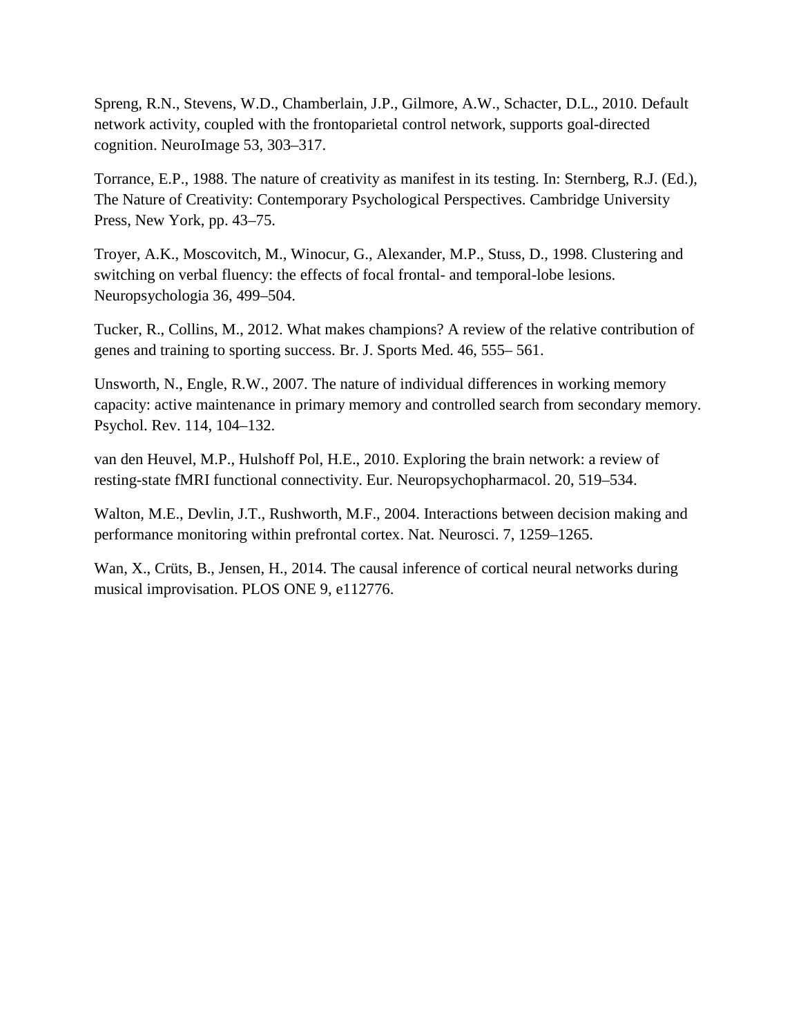Spreng, R.N., Stevens, W.D., Chamberlain, J.P., Gilmore, A.W., Schacter, D.L., 2010. Default network activity, coupled with the frontoparietal control network, supports goal-directed cognition. NeuroImage 53, 303–317.

Torrance, E.P., 1988. The nature of creativity as manifest in its testing. In: Sternberg, R.J. (Ed.), The Nature of Creativity: Contemporary Psychological Perspectives. Cambridge University Press, New York, pp. 43–75.

Troyer, A.K., Moscovitch, M., Winocur, G., Alexander, M.P., Stuss, D., 1998. Clustering and switching on verbal fluency: the effects of focal frontal- and temporal-lobe lesions. Neuropsychologia 36, 499–504.

Tucker, R., Collins, M., 2012. What makes champions? A review of the relative contribution of genes and training to sporting success. Br. J. Sports Med. 46, 555– 561.

Unsworth, N., Engle, R.W., 2007. The nature of individual differences in working memory capacity: active maintenance in primary memory and controlled search from secondary memory. Psychol. Rev. 114, 104–132.

van den Heuvel, M.P., Hulshoff Pol, H.E., 2010. Exploring the brain network: a review of resting-state fMRI functional connectivity. Eur. Neuropsychopharmacol. 20, 519–534.

Walton, M.E., Devlin, J.T., Rushworth, M.F., 2004. Interactions between decision making and performance monitoring within prefrontal cortex. Nat. Neurosci. 7, 1259–1265.

Wan, X., Crüts, B., Jensen, H., 2014. The causal inference of cortical neural networks during musical improvisation. PLOS ONE 9, e112776.